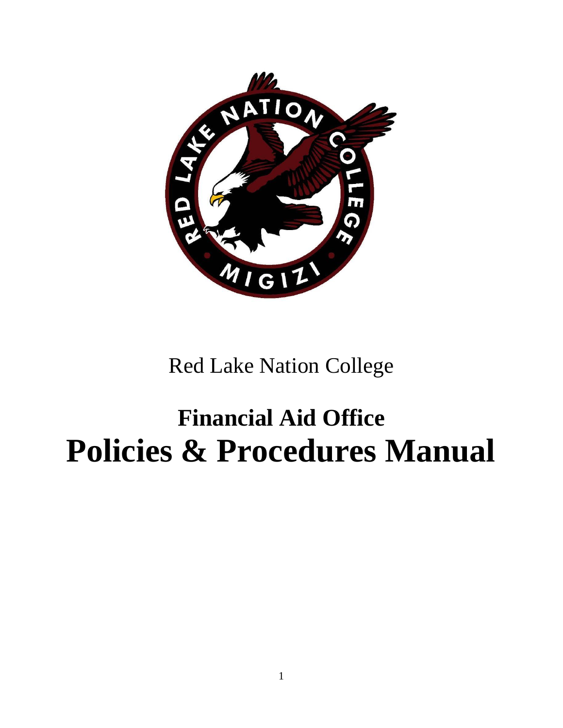Red Lake Nation College

# Financial Aid Office

# Policies & Procedures Manual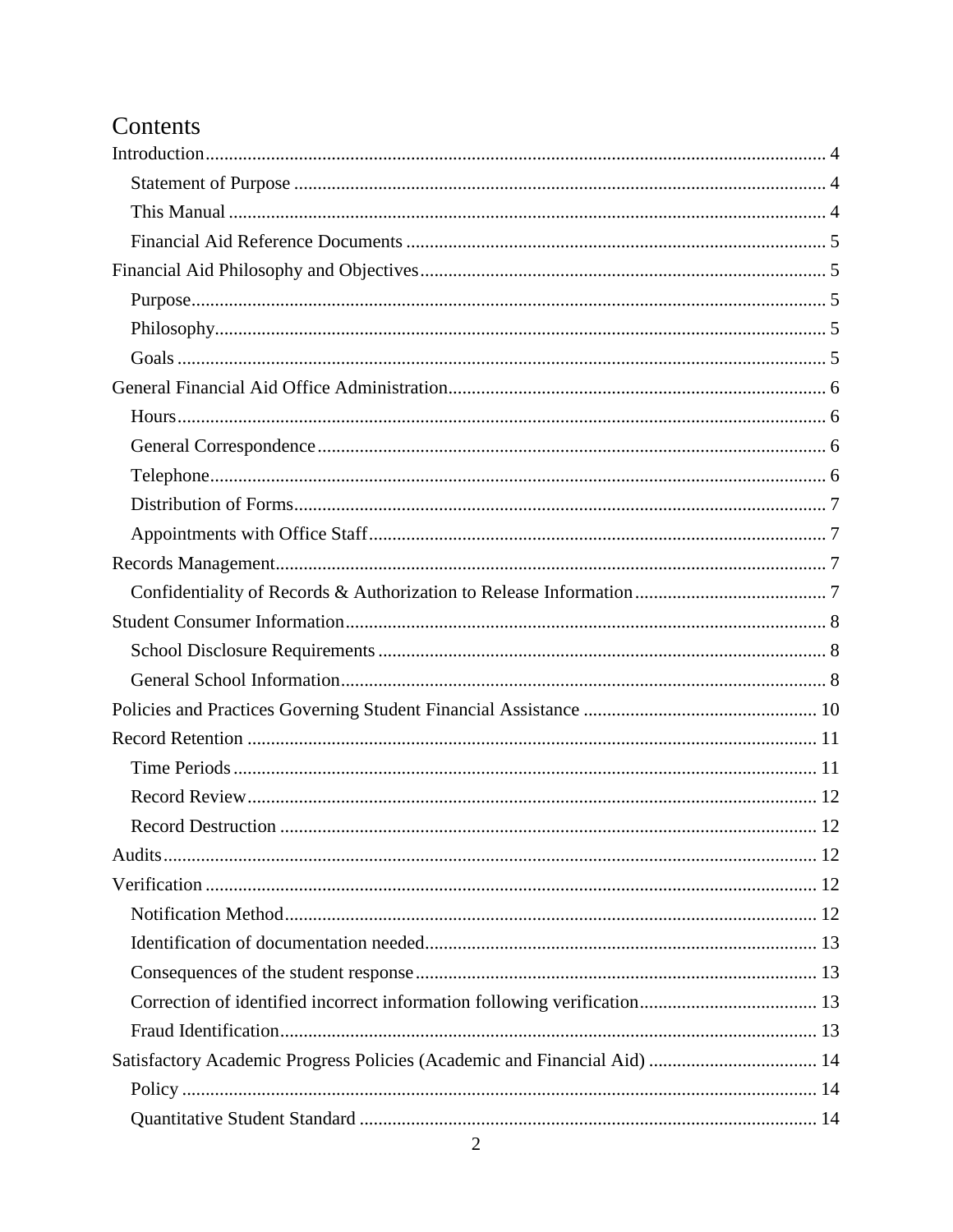# Contents

- Introduction ..... 4
  - Statement of Purpose ..... 4
  - This Manual ..... 4
  - Financial Aid Reference Documents ..... 5
- Financial Aid Philosophy and Objectives ..... 5
  - Purpose ..... 5
  - Philosophy ..... 5
  - Goals ..... 5
- General Financial Aid Office Administration ..... 6
  - Hours ..... 6
  - General Correspondence ..... 6
  - Telephone ..... 6
  - Distribution of Forms ..... 7
  - Appointments with Office Staff ..... 7
- Records Management ..... 7
  - Confidentiality of Records & Authorization to Release Information ..... 7
- Student Consumer Information ..... 8
  - School Disclosure Requirements ..... 8
  - General School Information ..... 8
- Policies and Practices Governing Student Financial Assistance ..... 10
- Record Retention ..... 11
  - Time Periods ..... 11
  - Record Review ..... 12
  - Record Destruction ..... 12
- Audits ..... 12
- Verification ..... 12
  - Notification Method ..... 12
  - Identification of documentation needed ..... 13
  - Consequences of the student response ..... 13
  - Correction of identified incorrect information following verification ..... 13
  - Fraud Identification ..... 13
- Satisfactory Academic Progress Policies (Academic and Financial Aid) ..... 14
  - Policy ..... 14
  - Quantitative Student Standard ..... 14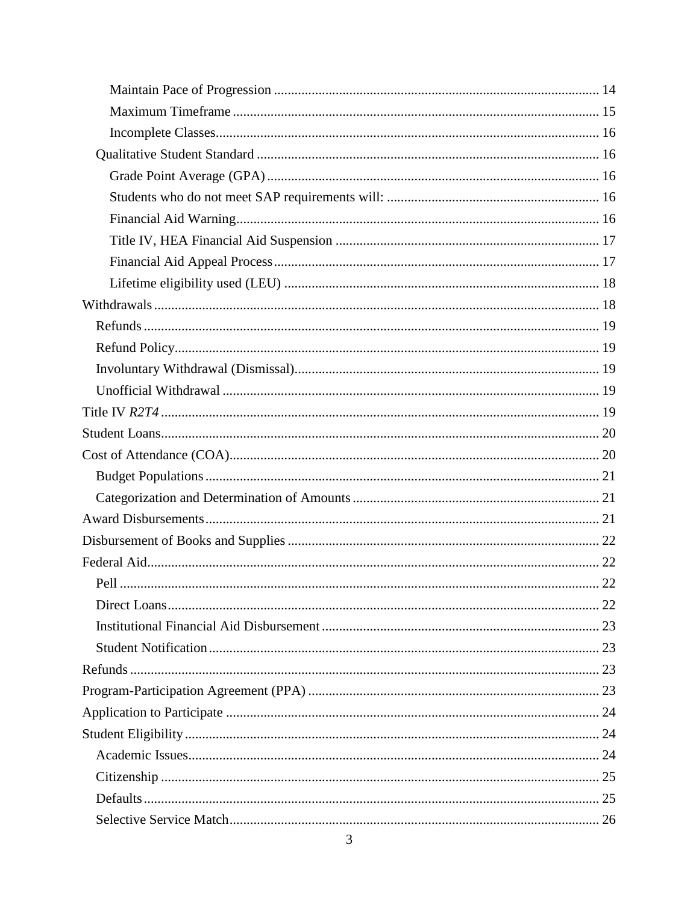- Maintain Pace of Progression ... 14
- Maximum Timeframe ... 15
- Incomplete Classes ... 16
- Qualitative Student Standard ... 16
  - Grade Point Average (GPA) ... 16
  - Students who do not meet SAP requirements will: ... 16
  - Financial Aid Warning ... 16
  - Title IV, HEA Financial Aid Suspension ... 17
  - Financial Aid Appeal Process ... 17
  - Lifetime eligibility used (LEU) ... 18

Withdrawals ... 18

- Refunds ... 19
- Refund Policy ... 19
- Involuntary Withdrawal (Dismissal) ... 19
- Unofficial Withdrawal ... 19

Title IV *R2T4* ... 19

Student Loans ... 20

Cost of Attendance (COA) ... 20

- Budget Populations ... 21
- Categorization and Determination of Amounts ... 21

Award Disbursements ... 21

Disbursement of Books and Supplies ... 22

Federal Aid ... 22

- Pell ... 22
- Direct Loans ... 22
- Institutional Financial Aid Disbursement ... 23
- Student Notification ... 23

Refunds ... 23

Program-Participation Agreement (PPA) ... 23

Application to Participate ... 24

Student Eligibility ... 24

- Academic Issues ... 24
- Citizenship ... 25
- Defaults ... 25
- Selective Service Match ... 26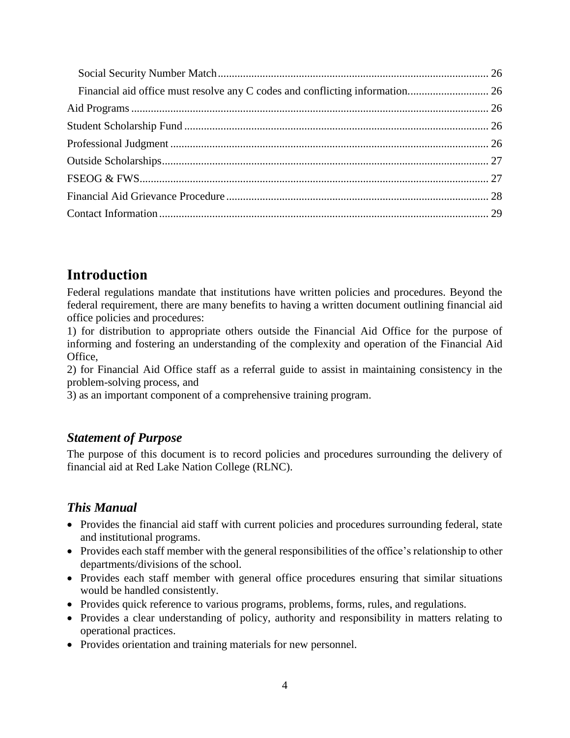Social Security Number Match ........................................ 26
Financial aid office must resolve any C codes and conflicting information ........................................ 26
Aid Programs ........................................ 26
Student Scholarship Fund ........................................ 26
Professional Judgment ........................................ 26
Outside Scholarships ........................................ 27
FSEOG & FWS ........................................ 27
Financial Aid Grievance Procedure ........................................ 28
Contact Information ........................................ 29

# Introduction

Federal regulations mandate that institutions have written policies and procedures. Beyond the federal requirement, there are many benefits to having a written document outlining financial aid office policies and procedures:

1) for distribution to appropriate others outside the Financial Aid Office for the purpose of informing and fostering an understanding of the complexity and operation of the Financial Aid Office,
2) for Financial Aid Office staff as a referral guide to assist in maintaining consistency in the problem-solving process, and
3) as an important component of a comprehensive training program.

## *Statement of Purpose*

The purpose of this document is to record policies and procedures surrounding the delivery of financial aid at Red Lake Nation College (RLNC).

## *This Manual*

- Provides the financial aid staff with current policies and procedures surrounding federal, state and institutional programs.
- Provides each staff member with the general responsibilities of the office's relationship to other departments/divisions of the school.
- Provides each staff member with general office procedures ensuring that similar situations would be handled consistently.
- Provides quick reference to various programs, problems, forms, rules, and regulations.
- Provides a clear understanding of policy, authority and responsibility in matters relating to operational practices.
- Provides orientation and training materials for new personnel.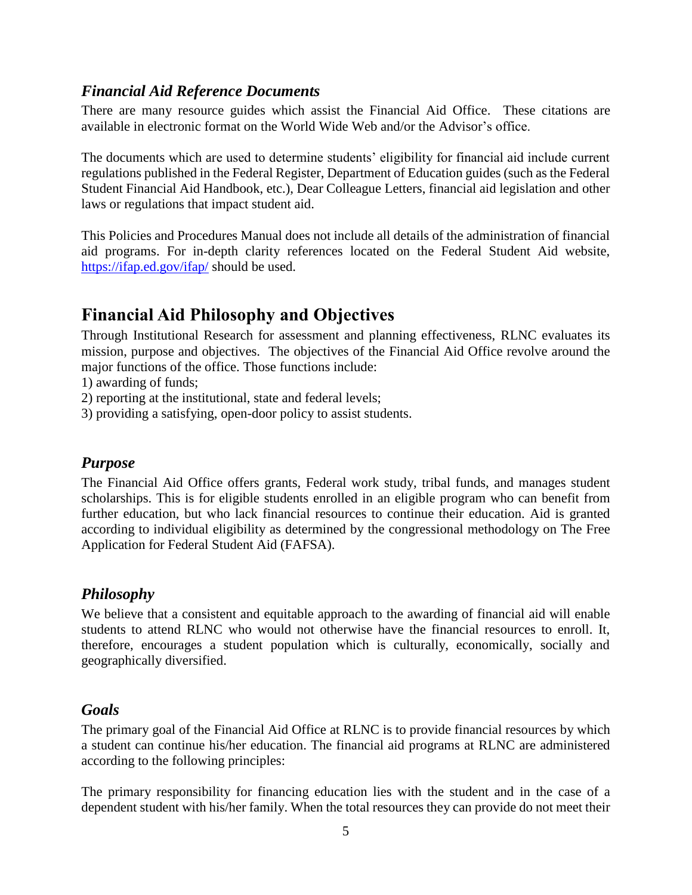### *Financial Aid Reference Documents*

There are many resource guides which assist the Financial Aid Office. These citations are available in electronic format on the World Wide Web and/or the Advisor's office.

The documents which are used to determine students' eligibility for financial aid include current regulations published in the Federal Register, Department of Education guides (such as the Federal Student Financial Aid Handbook, etc.), Dear Colleague Letters, financial aid legislation and other laws or regulations that impact student aid.

This Policies and Procedures Manual does not include all details of the administration of financial aid programs. For in-depth clarity references located on the Federal Student Aid website, https://ifap.ed.gov/ifap/ should be used.

## Financial Aid Philosophy and Objectives

Through Institutional Research for assessment and planning effectiveness, RLNC evaluates its mission, purpose and objectives. The objectives of the Financial Aid Office revolve around the major functions of the office. Those functions include:

1) awarding of funds;
2) reporting at the institutional, state and federal levels;
3) providing a satisfying, open-door policy to assist students.

### *Purpose*

The Financial Aid Office offers grants, Federal work study, tribal funds, and manages student scholarships. This is for eligible students enrolled in an eligible program who can benefit from further education, but who lack financial resources to continue their education. Aid is granted according to individual eligibility as determined by the congressional methodology on The Free Application for Federal Student Aid (FAFSA).

### *Philosophy*

We believe that a consistent and equitable approach to the awarding of financial aid will enable students to attend RLNC who would not otherwise have the financial resources to enroll. It, therefore, encourages a student population which is culturally, economically, socially and geographically diversified.

### *Goals*

The primary goal of the Financial Aid Office at RLNC is to provide financial resources by which a student can continue his/her education. The financial aid programs at RLNC are administered according to the following principles:

The primary responsibility for financing education lies with the student and in the case of a dependent student with his/her family. When the total resources they can provide do not meet their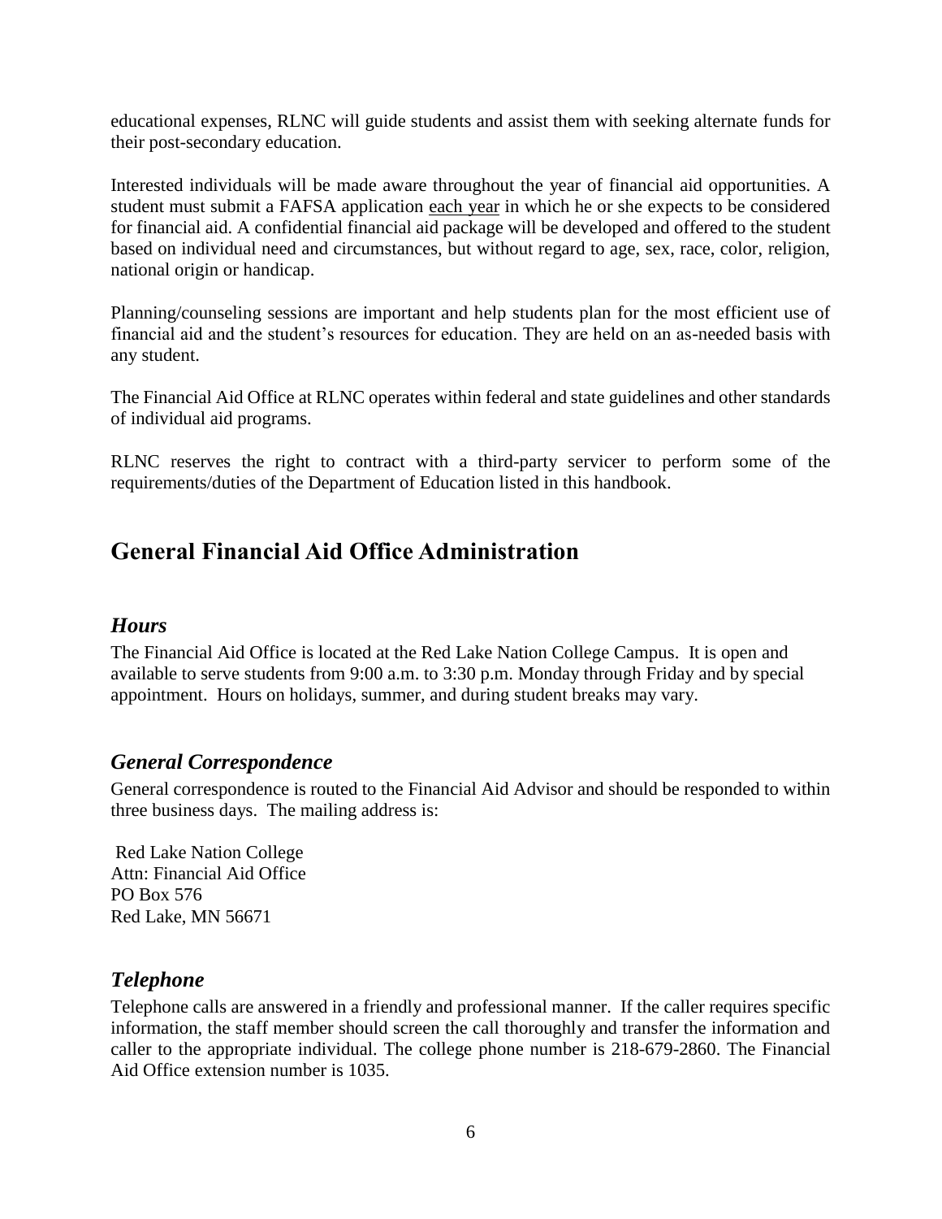educational expenses, RLNC will guide students and assist them with seeking alternate funds for their post-secondary education.

Interested individuals will be made aware throughout the year of financial aid opportunities. A student must submit a FAFSA application each year in which he or she expects to be considered for financial aid. A confidential financial aid package will be developed and offered to the student based on individual need and circumstances, but without regard to age, sex, race, color, religion, national origin or handicap.

Planning/counseling sessions are important and help students plan for the most efficient use of financial aid and the student's resources for education. They are held on an as-needed basis with any student.

The Financial Aid Office at RLNC operates within federal and state guidelines and other standards of individual aid programs.

RLNC reserves the right to contract with a third-party servicer to perform some of the requirements/duties of the Department of Education listed in this handbook.

## General Financial Aid Office Administration

### *Hours*

The Financial Aid Office is located at the Red Lake Nation College Campus. It is open and available to serve students from 9:00 a.m. to 3:30 p.m. Monday through Friday and by special appointment. Hours on holidays, summer, and during student breaks may vary.

### *General Correspondence*

General correspondence is routed to the Financial Aid Advisor and should be responded to within three business days. The mailing address is:

Red Lake Nation College  
Attn: Financial Aid Office  
PO Box 576  
Red Lake, MN 56671

### *Telephone*

Telephone calls are answered in a friendly and professional manner. If the caller requires specific information, the staff member should screen the call thoroughly and transfer the information and caller to the appropriate individual. The college phone number is 218-679-2860. The Financial Aid Office extension number is 1035.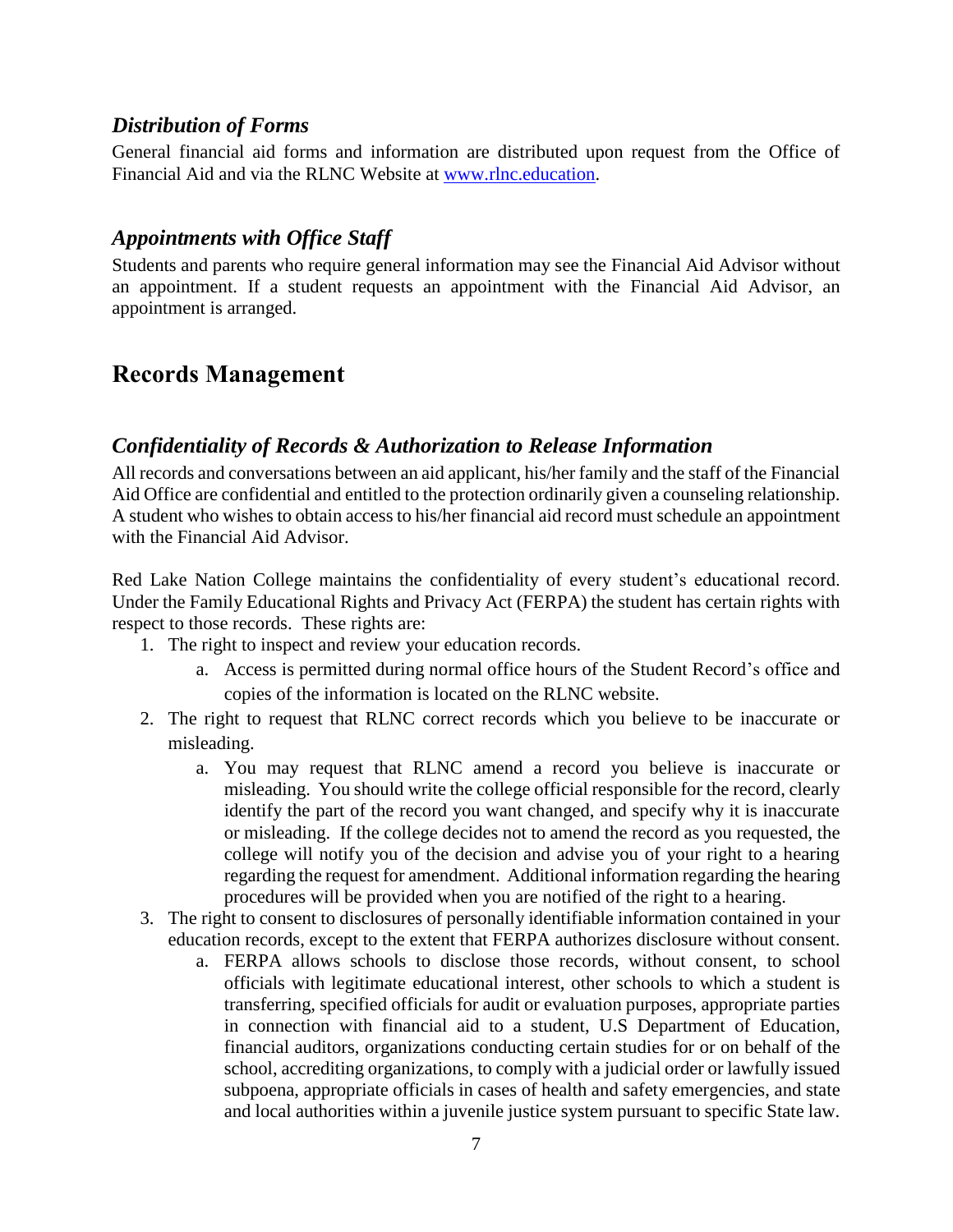### *Distribution of Forms*

General financial aid forms and information are distributed upon request from the Office of Financial Aid and via the RLNC Website at [www.rlnc.education](www.rlnc.education).

### *Appointments with Office Staff*

Students and parents who require general information may see the Financial Aid Advisor without an appointment. If a student requests an appointment with the Financial Aid Advisor, an appointment is arranged.

## Records Management

### *Confidentiality of Records & Authorization to Release Information*

All records and conversations between an aid applicant, his/her family and the staff of the Financial Aid Office are confidential and entitled to the protection ordinarily given a counseling relationship. A student who wishes to obtain access to his/her financial aid record must schedule an appointment with the Financial Aid Advisor.

Red Lake Nation College maintains the confidentiality of every student's educational record. Under the Family Educational Rights and Privacy Act (FERPA) the student has certain rights with respect to those records. These rights are:

1. The right to inspect and review your education records.
    a. Access is permitted during normal office hours of the Student Record's office and copies of the information is located on the RLNC website.
2. The right to request that RLNC correct records which you believe to be inaccurate or misleading.
    a. You may request that RLNC amend a record you believe is inaccurate or misleading. You should write the college official responsible for the record, clearly identify the part of the record you want changed, and specify why it is inaccurate or misleading. If the college decides not to amend the record as you requested, the college will notify you of the decision and advise you of your right to a hearing regarding the request for amendment. Additional information regarding the hearing procedures will be provided when you are notified of the right to a hearing.
3. The right to consent to disclosures of personally identifiable information contained in your education records, except to the extent that FERPA authorizes disclosure without consent.
    a. FERPA allows schools to disclose those records, without consent, to school officials with legitimate educational interest, other schools to which a student is transferring, specified officials for audit or evaluation purposes, appropriate parties in connection with financial aid to a student, U.S Department of Education, financial auditors, organizations conducting certain studies for or on behalf of the school, accrediting organizations, to comply with a judicial order or lawfully issued subpoena, appropriate officials in cases of health and safety emergencies, and state and local authorities within a juvenile justice system pursuant to specific State law.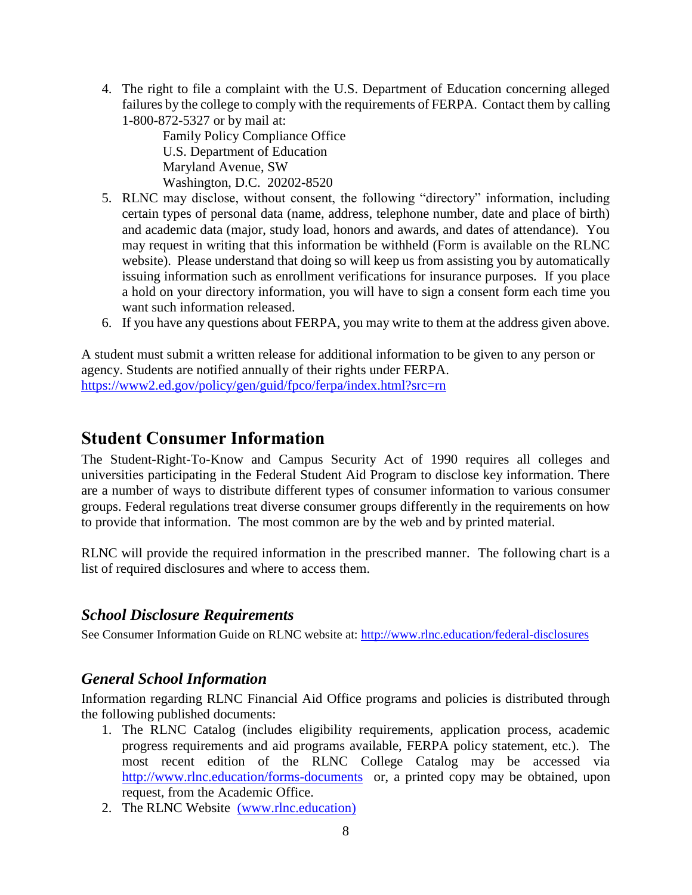4. The right to file a complaint with the U.S. Department of Education concerning alleged failures by the college to comply with the requirements of FERPA. Contact them by calling 1-800-872-5327 or by mail at:

   Family Policy Compliance Office
   U.S. Department of Education
   Maryland Avenue, SW
   Washington, D.C. 20202-8520
5. RLNC may disclose, without consent, the following "directory" information, including certain types of personal data (name, address, telephone number, date and place of birth) and academic data (major, study load, honors and awards, and dates of attendance). You may request in writing that this information be withheld (Form is available on the RLNC website). Please understand that doing so will keep us from assisting you by automatically issuing information such as enrollment verifications for insurance purposes. If you place a hold on your directory information, you will have to sign a consent form each time you want such information released.
6. If you have any questions about FERPA, you may write to them at the address given above.

A student must submit a written release for additional information to be given to any person or agency. Students are notified annually of their rights under FERPA.
https://www2.ed.gov/policy/gen/guid/fpco/ferpa/index.html?src=rn

## Student Consumer Information

The Student-Right-To-Know and Campus Security Act of 1990 requires all colleges and universities participating in the Federal Student Aid Program to disclose key information. There are a number of ways to distribute different types of consumer information to various consumer groups. Federal regulations treat diverse consumer groups differently in the requirements on how to provide that information. The most common are by the web and by printed material.

RLNC will provide the required information in the prescribed manner. The following chart is a list of required disclosures and where to access them.

### *School Disclosure Requirements*

See Consumer Information Guide on RLNC website at: http://www.rlnc.education/federal-disclosures

### *General School Information*

Information regarding RLNC Financial Aid Office programs and policies is distributed through the following published documents:

1. The RLNC Catalog (includes eligibility requirements, application process, academic progress requirements and aid programs available, FERPA policy statement, etc.). The most recent edition of the RLNC College Catalog may be accessed via http://www.rlnc.education/forms-documents or, a printed copy may be obtained, upon request, from the Academic Office.
2. The RLNC Website (www.rlnc.education)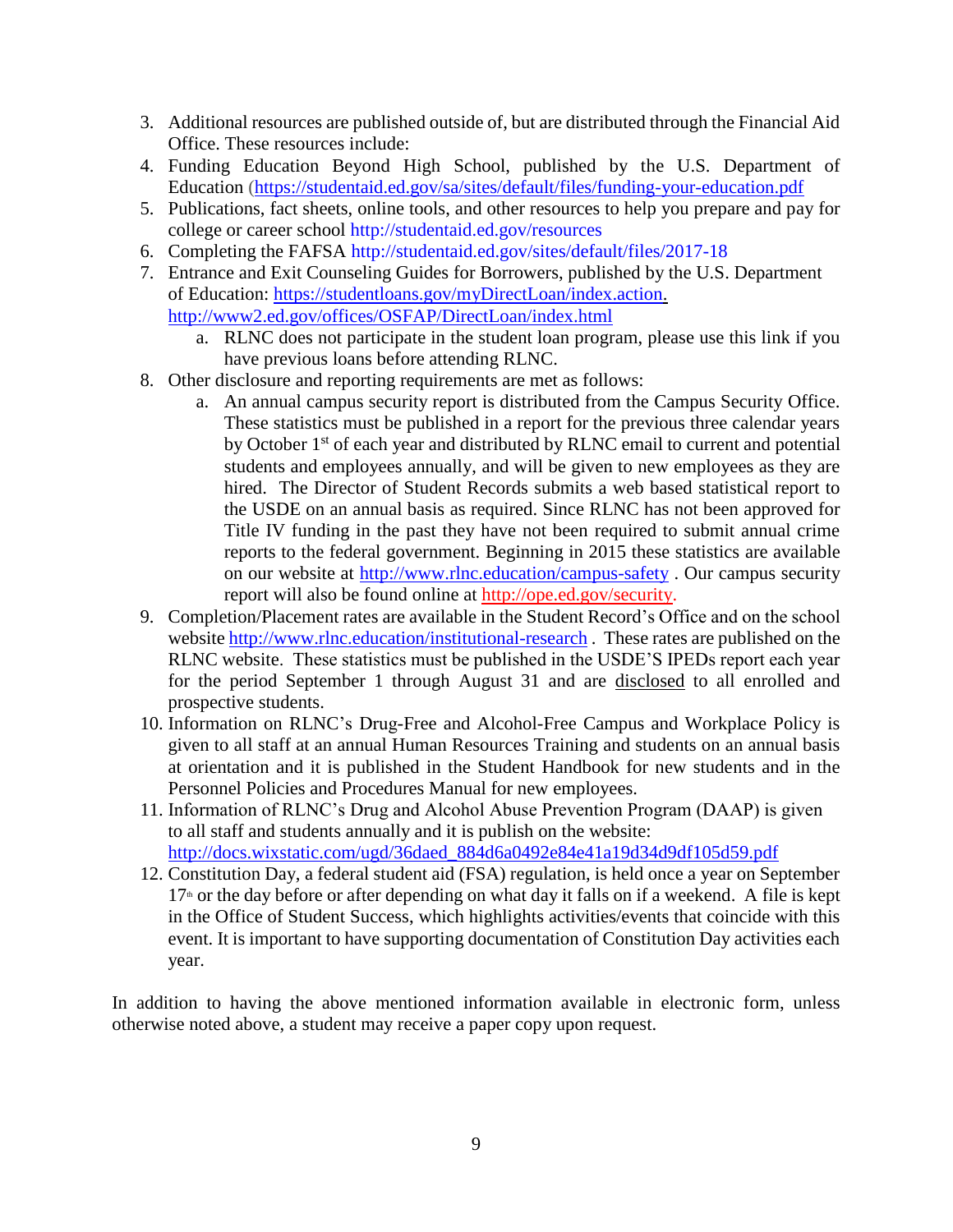3. Additional resources are published outside of, but are distributed through the Financial Aid Office. These resources include:
4. Funding Education Beyond High School, published by the U.S. Department of Education (https://studentaid.ed.gov/sa/sites/default/files/funding-your-education.pdf
5. Publications, fact sheets, online tools, and other resources to help you prepare and pay for college or career school http://studentaid.ed.gov/resources
6. Completing the FAFSA http://studentaid.ed.gov/sites/default/files/2017-18
7. Entrance and Exit Counseling Guides for Borrowers, published by the U.S. Department of Education: https://studentloans.gov/myDirectLoan/index.action. http://www2.ed.gov/offices/OSFAP/DirectLoan/index.html
   a. RLNC does not participate in the student loan program, please use this link if you have previous loans before attending RLNC.
8. Other disclosure and reporting requirements are met as follows:
   a. An annual campus security report is distributed from the Campus Security Office. These statistics must be published in a report for the previous three calendar years by October 1st of each year and distributed by RLNC email to current and potential students and employees annually, and will be given to new employees as they are hired. The Director of Student Records submits a web based statistical report to the USDE on an annual basis as required. Since RLNC has not been approved for Title IV funding in the past they have not been required to submit annual crime reports to the federal government. Beginning in 2015 these statistics are available on our website at http://www.rlnc.education/campus-safety . Our campus security report will also be found online at http://ope.ed.gov/security.
9. Completion/Placement rates are available in the Student Record's Office and on the school website http://www.rlnc.education/institutional-research . These rates are published on the RLNC website. These statistics must be published in the USDE'S IPEDs report each year for the period September 1 through August 31 and are disclosed to all enrolled and prospective students.
10. Information on RLNC's Drug-Free and Alcohol-Free Campus and Workplace Policy is given to all staff at an annual Human Resources Training and students on an annual basis at orientation and it is published in the Student Handbook for new students and in the Personnel Policies and Procedures Manual for new employees.
11. Information of RLNC's Drug and Alcohol Abuse Prevention Program (DAAP) is given to all staff and students annually and it is publish on the website: http://docs.wixstatic.com/ugd/36daed_884d6a0492e84e41a19d34d9df105d59.pdf
12. Constitution Day, a federal student aid (FSA) regulation, is held once a year on September 17th or the day before or after depending on what day it falls on if a weekend. A file is kept in the Office of Student Success, which highlights activities/events that coincide with this event. It is important to have supporting documentation of Constitution Day activities each year.

In addition to having the above mentioned information available in electronic form, unless otherwise noted above, a student may receive a paper copy upon request.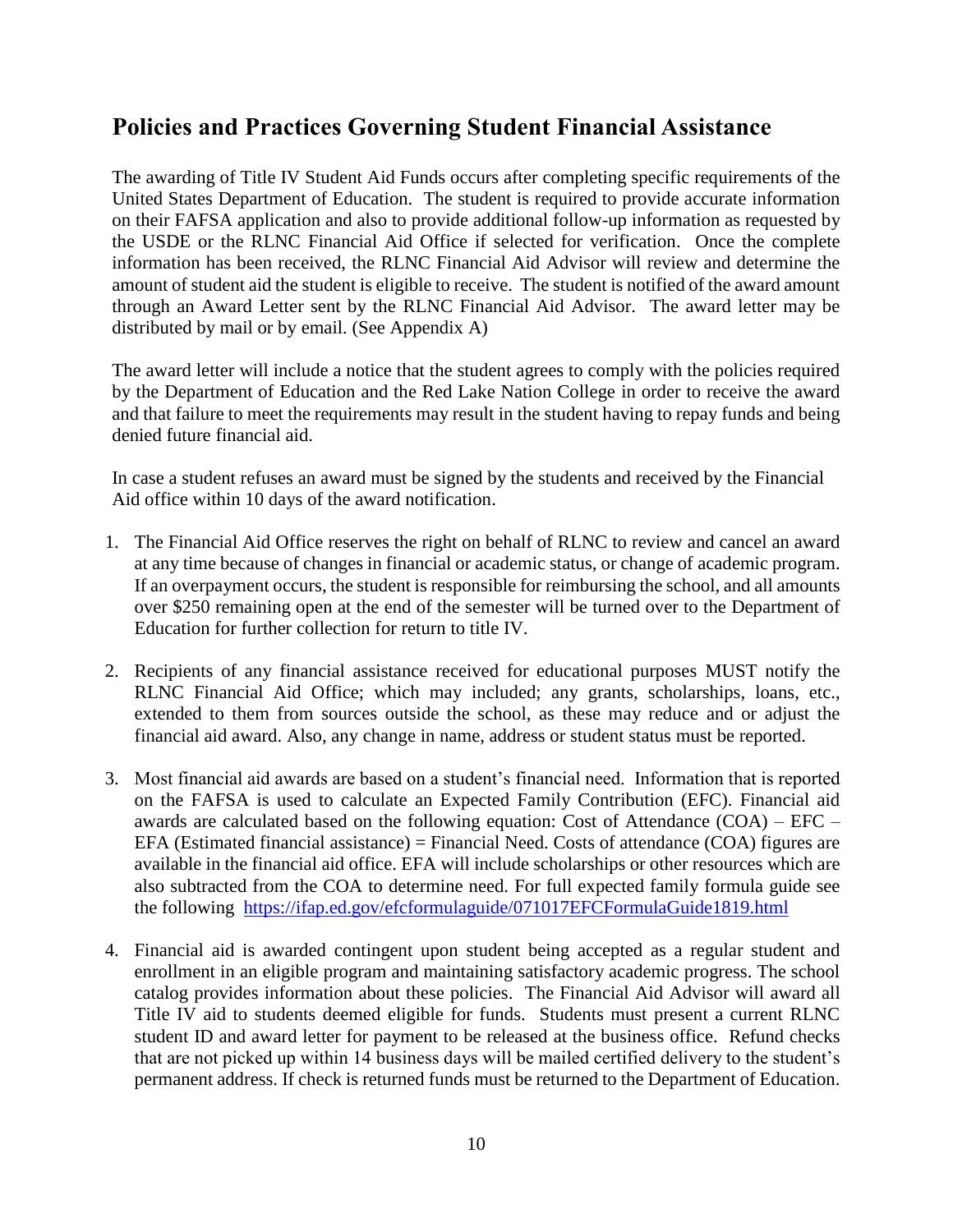## Policies and Practices Governing Student Financial Assistance

The awarding of Title IV Student Aid Funds occurs after completing specific requirements of the United States Department of Education. The student is required to provide accurate information on their FAFSA application and also to provide additional follow-up information as requested by the USDE or the RLNC Financial Aid Office if selected for verification. Once the complete information has been received, the RLNC Financial Aid Advisor will review and determine the amount of student aid the student is eligible to receive. The student is notified of the award amount through an Award Letter sent by the RLNC Financial Aid Advisor. The award letter may be distributed by mail or by email. (See Appendix A)

The award letter will include a notice that the student agrees to comply with the policies required by the Department of Education and the Red Lake Nation College in order to receive the award and that failure to meet the requirements may result in the student having to repay funds and being denied future financial aid.

In case a student refuses an award must be signed by the students and received by the Financial Aid office within 10 days of the award notification.

1. The Financial Aid Office reserves the right on behalf of RLNC to review and cancel an award at any time because of changes in financial or academic status, or change of academic program. If an overpayment occurs, the student is responsible for reimbursing the school, and all amounts over $250 remaining open at the end of the semester will be turned over to the Department of Education for further collection for return to title IV.

2. Recipients of any financial assistance received for educational purposes MUST notify the RLNC Financial Aid Office; which may included; any grants, scholarships, loans, etc., extended to them from sources outside the school, as these may reduce and or adjust the financial aid award. Also, any change in name, address or student status must be reported.

3. Most financial aid awards are based on a student's financial need. Information that is reported on the FAFSA is used to calculate an Expected Family Contribution (EFC). Financial aid awards are calculated based on the following equation: Cost of Attendance (COA) – EFC – EFA (Estimated financial assistance) = Financial Need. Costs of attendance (COA) figures are available in the financial aid office. EFA will include scholarships or other resources which are also subtracted from the COA to determine need. For full expected family formula guide see the following https://ifap.ed.gov/efcformulaguide/071017EFCFormulaGuide1819.html

4. Financial aid is awarded contingent upon student being accepted as a regular student and enrollment in an eligible program and maintaining satisfactory academic progress. The school catalog provides information about these policies. The Financial Aid Advisor will award all Title IV aid to students deemed eligible for funds. Students must present a current RLNC student ID and award letter for payment to be released at the business office. Refund checks that are not picked up within 14 business days will be mailed certified delivery to the student's permanent address. If check is returned funds must be returned to the Department of Education.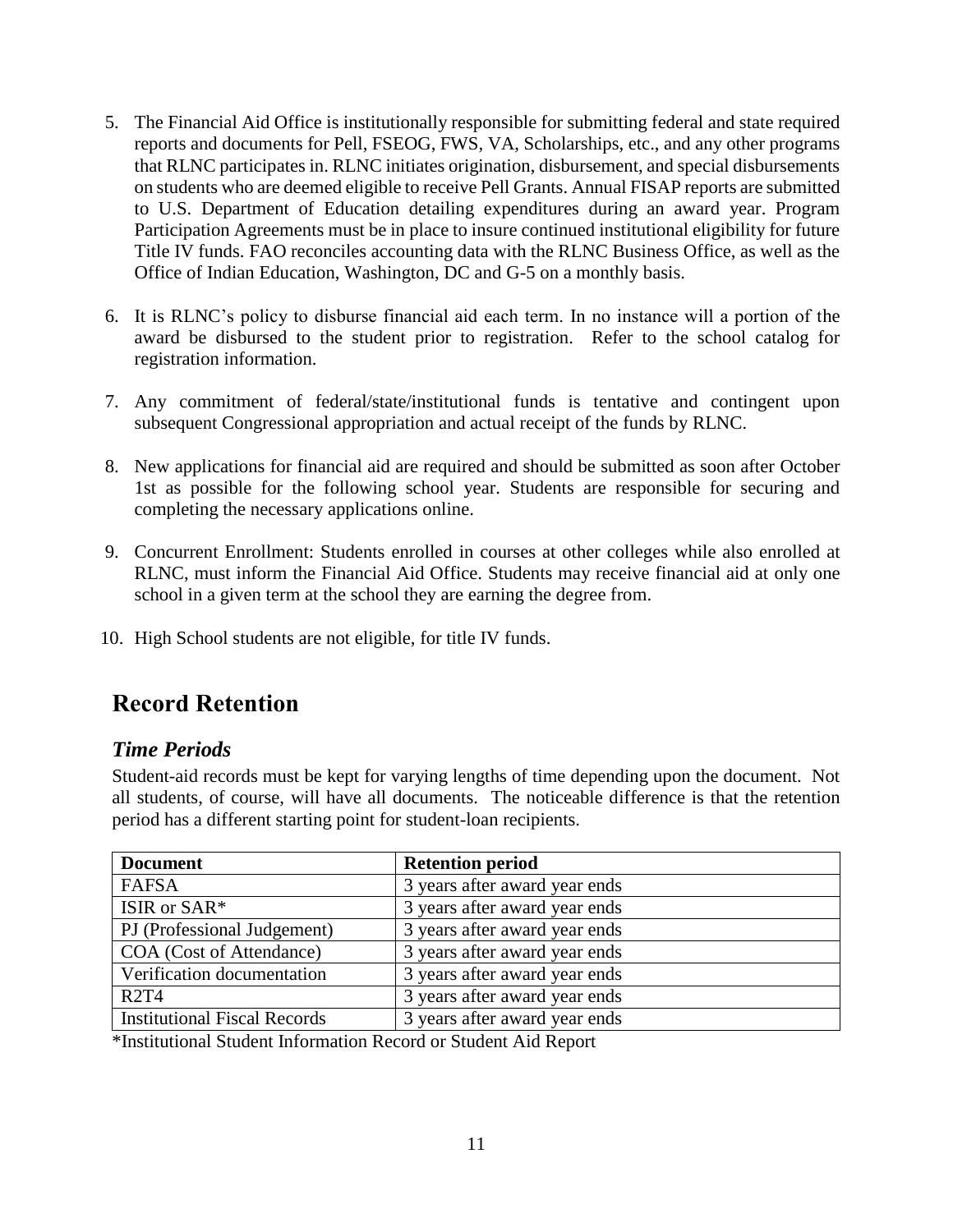5. The Financial Aid Office is institutionally responsible for submitting federal and state required reports and documents for Pell, FSEOG, FWS, VA, Scholarships, etc., and any other programs that RLNC participates in. RLNC initiates origination, disbursement, and special disbursements on students who are deemed eligible to receive Pell Grants. Annual FISAP reports are submitted to U.S. Department of Education detailing expenditures during an award year. Program Participation Agreements must be in place to insure continued institutional eligibility for future Title IV funds. FAO reconciles accounting data with the RLNC Business Office, as well as the Office of Indian Education, Washington, DC and G-5 on a monthly basis.

6. It is RLNC's policy to disburse financial aid each term. In no instance will a portion of the award be disbursed to the student prior to registration. Refer to the school catalog for registration information.

7. Any commitment of federal/state/institutional funds is tentative and contingent upon subsequent Congressional appropriation and actual receipt of the funds by RLNC.

8. New applications for financial aid are required and should be submitted as soon after October 1st as possible for the following school year. Students are responsible for securing and completing the necessary applications online.

9. Concurrent Enrollment: Students enrolled in courses at other colleges while also enrolled at RLNC, must inform the Financial Aid Office. Students may receive financial aid at only one school in a given term at the school they are earning the degree from.

10. High School students are not eligible, for title IV funds.

## Record Retention

### *Time Periods*

Student-aid records must be kept for varying lengths of time depending upon the document. Not all students, of course, will have all documents. The noticeable difference is that the retention period has a different starting point for student-loan recipients.

| Document | Retention period |
|---|---|
| FAFSA | 3 years after award year ends |
| ISIR or SAR* | 3 years after award year ends |
| PJ (Professional Judgement) | 3 years after award year ends |
| COA (Cost of Attendance) | 3 years after award year ends |
| Verification documentation | 3 years after award year ends |
| R2T4 | 3 years after award year ends |
| Institutional Fiscal Records | 3 years after award year ends |

*Institutional Student Information Record or Student Aid Report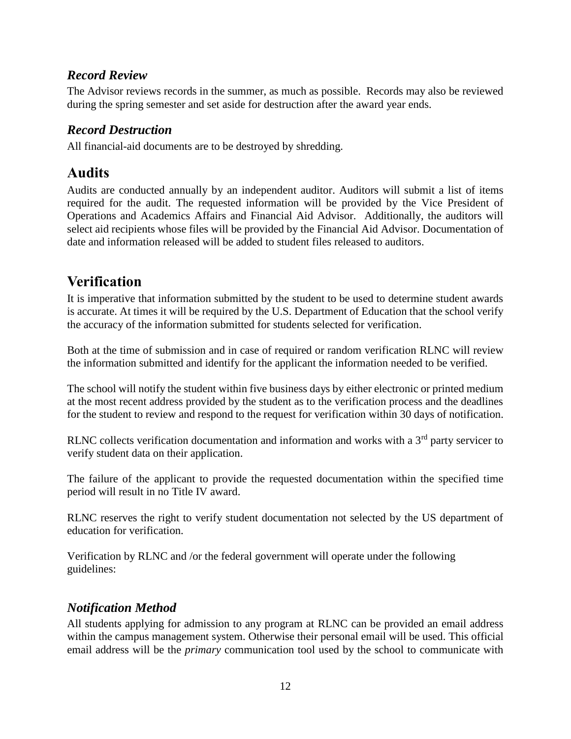### *Record Review*

The Advisor reviews records in the summer, as much as possible. Records may also be reviewed during the spring semester and set aside for destruction after the award year ends.

### *Record Destruction*

All financial-aid documents are to be destroyed by shredding.

## Audits

Audits are conducted annually by an independent auditor. Auditors will submit a list of items required for the audit. The requested information will be provided by the Vice President of Operations and Academics Affairs and Financial Aid Advisor. Additionally, the auditors will select aid recipients whose files will be provided by the Financial Aid Advisor. Documentation of date and information released will be added to student files released to auditors.

## Verification

It is imperative that information submitted by the student to be used to determine student awards is accurate. At times it will be required by the U.S. Department of Education that the school verify the accuracy of the information submitted for students selected for verification.

Both at the time of submission and in case of required or random verification RLNC will review the information submitted and identify for the applicant the information needed to be verified.

The school will notify the student within five business days by either electronic or printed medium at the most recent address provided by the student as to the verification process and the deadlines for the student to review and respond to the request for verification within 30 days of notification.

RLNC collects verification documentation and information and works with a 3rd party servicer to verify student data on their application.

The failure of the applicant to provide the requested documentation within the specified time period will result in no Title IV award.

RLNC reserves the right to verify student documentation not selected by the US department of education for verification.

Verification by RLNC and /or the federal government will operate under the following guidelines:

### *Notification Method*

All students applying for admission to any program at RLNC can be provided an email address within the campus management system. Otherwise their personal email will be used. This official email address will be the *primary* communication tool used by the school to communicate with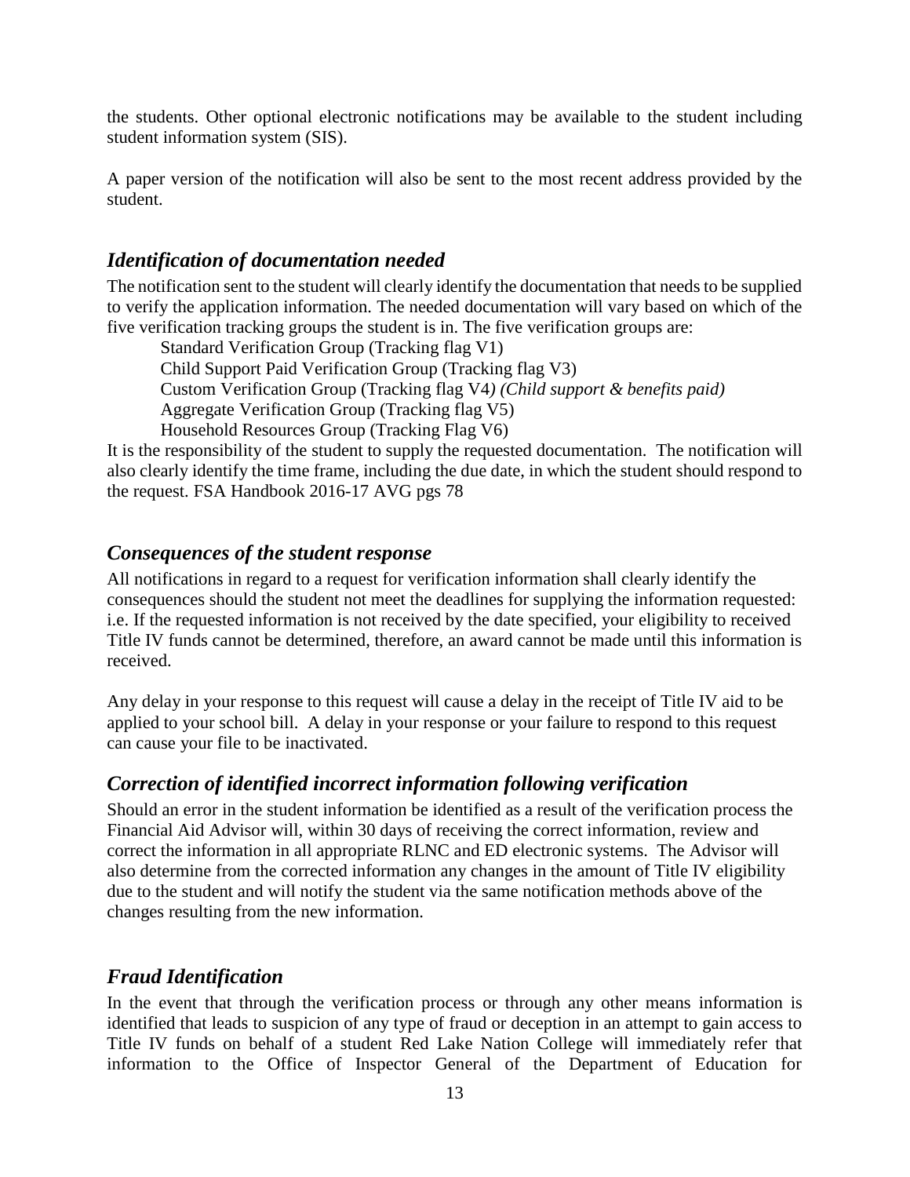the students. Other optional electronic notifications may be available to the student including student information system (SIS).

A paper version of the notification will also be sent to the most recent address provided by the student.

### *Identification of documentation needed*

The notification sent to the student will clearly identify the documentation that needs to be supplied to verify the application information. The needed documentation will vary based on which of the five verification tracking groups the student is in. The five verification groups are:

Standard Verification Group (Tracking flag V1)
Child Support Paid Verification Group (Tracking flag V3)
Custom Verification Group (Tracking flag V4*) (Child support & benefits paid)*
Aggregate Verification Group (Tracking flag V5)
Household Resources Group (Tracking Flag V6)

It is the responsibility of the student to supply the requested documentation. The notification will also clearly identify the time frame, including the due date, in which the student should respond to the request. FSA Handbook 2016-17 AVG pgs 78

### *Consequences of the student response*

All notifications in regard to a request for verification information shall clearly identify the consequences should the student not meet the deadlines for supplying the information requested: i.e. If the requested information is not received by the date specified, your eligibility to received Title IV funds cannot be determined, therefore, an award cannot be made until this information is received.

Any delay in your response to this request will cause a delay in the receipt of Title IV aid to be applied to your school bill. A delay in your response or your failure to respond to this request can cause your file to be inactivated.

### *Correction of identified incorrect information following verification*

Should an error in the student information be identified as a result of the verification process the Financial Aid Advisor will, within 30 days of receiving the correct information, review and correct the information in all appropriate RLNC and ED electronic systems. The Advisor will also determine from the corrected information any changes in the amount of Title IV eligibility due to the student and will notify the student via the same notification methods above of the changes resulting from the new information.

### *Fraud Identification*

In the event that through the verification process or through any other means information is identified that leads to suspicion of any type of fraud or deception in an attempt to gain access to Title IV funds on behalf of a student Red Lake Nation College will immediately refer that information to the Office of Inspector General of the Department of Education for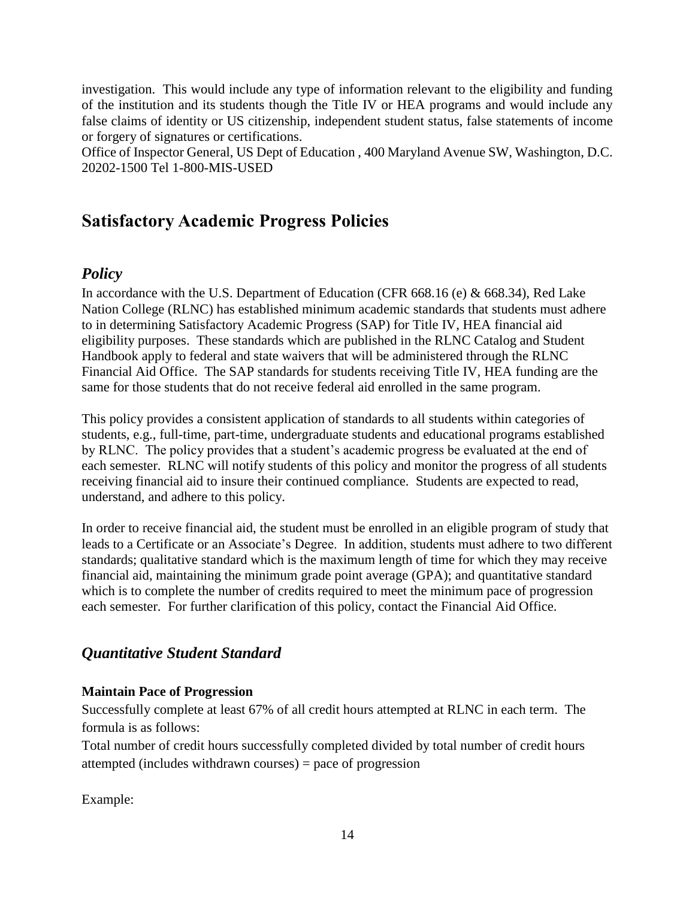investigation. This would include any type of information relevant to the eligibility and funding of the institution and its students though the Title IV or HEA programs and would include any false claims of identity or US citizenship, independent student status, false statements of income or forgery of signatures or certifications.
Office of Inspector General, US Dept of Education , 400 Maryland Avenue SW, Washington, D.C. 20202-1500 Tel 1-800-MIS-USED

# Satisfactory Academic Progress Policies

## *Policy*

In accordance with the U.S. Department of Education (CFR 668.16 (e) & 668.34), Red Lake Nation College (RLNC) has established minimum academic standards that students must adhere to in determining Satisfactory Academic Progress (SAP) for Title IV, HEA financial aid eligibility purposes. These standards which are published in the RLNC Catalog and Student Handbook apply to federal and state waivers that will be administered through the RLNC Financial Aid Office. The SAP standards for students receiving Title IV, HEA funding are the same for those students that do not receive federal aid enrolled in the same program.

This policy provides a consistent application of standards to all students within categories of students, e.g., full-time, part-time, undergraduate students and educational programs established by RLNC. The policy provides that a student's academic progress be evaluated at the end of each semester. RLNC will notify students of this policy and monitor the progress of all students receiving financial aid to insure their continued compliance. Students are expected to read, understand, and adhere to this policy.

In order to receive financial aid, the student must be enrolled in an eligible program of study that leads to a Certificate or an Associate's Degree. In addition, students must adhere to two different standards; qualitative standard which is the maximum length of time for which they may receive financial aid, maintaining the minimum grade point average (GPA); and quantitative standard which is to complete the number of credits required to meet the minimum pace of progression each semester. For further clarification of this policy, contact the Financial Aid Office.

## *Quantitative Student Standard*

**Maintain Pace of Progression**

Successfully complete at least 67% of all credit hours attempted at RLNC in each term. The formula is as follows:

Total number of credit hours successfully completed divided by total number of credit hours attempted (includes withdrawn courses) = pace of progression

Example: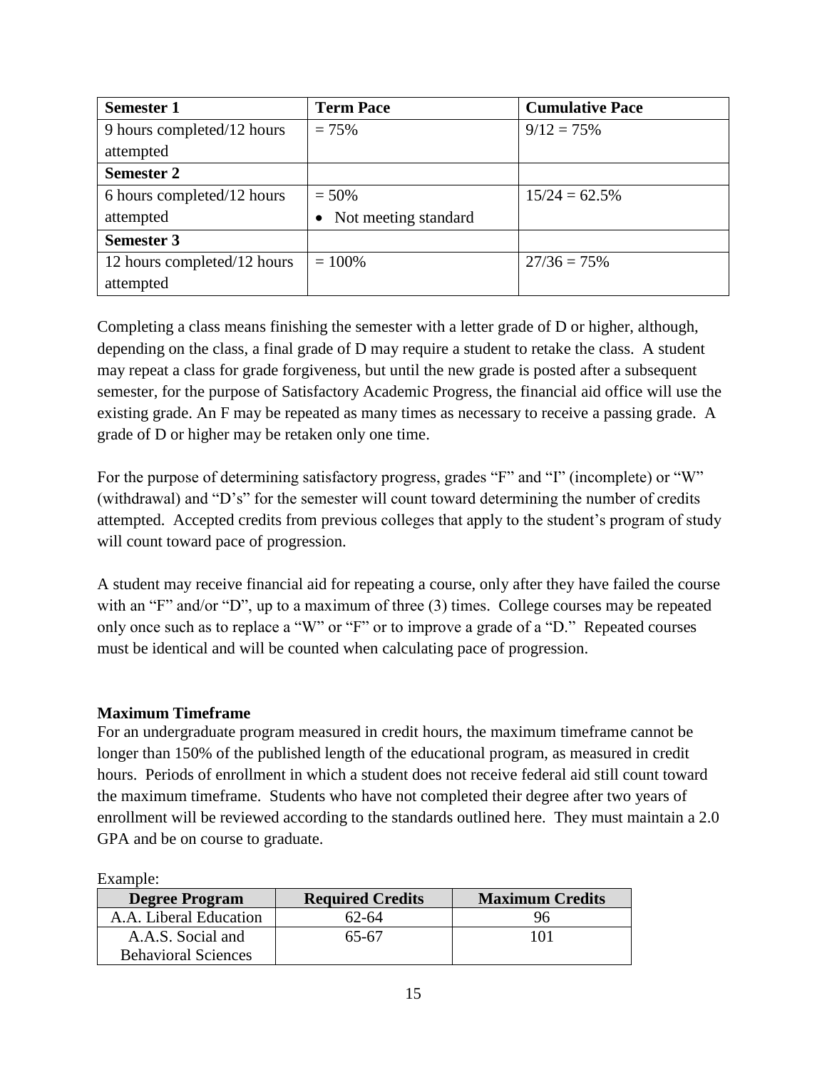| Semester 1 | Term Pace | Cumulative Pace |
|---|---|---|
| 9 hours completed/12 hours attempted | = 75% | 9/12 = 75% |
| **Semester 2** | | |
| 6 hours completed/12 hours attempted | = 50%<br>• Not meeting standard | 15/24 = 62.5% |
| **Semester 3** | | |
| 12 hours completed/12 hours attempted | = 100% | 27/36 = 75% |

Completing a class means finishing the semester with a letter grade of D or higher, although, depending on the class, a final grade of D may require a student to retake the class. A student may repeat a class for grade forgiveness, but until the new grade is posted after a subsequent semester, for the purpose of Satisfactory Academic Progress, the financial aid office will use the existing grade. An F may be repeated as many times as necessary to receive a passing grade. A grade of D or higher may be retaken only one time.

For the purpose of determining satisfactory progress, grades "F" and "I" (incomplete) or "W" (withdrawal) and "D's" for the semester will count toward determining the number of credits attempted. Accepted credits from previous colleges that apply to the student's program of study will count toward pace of progression.

A student may receive financial aid for repeating a course, only after they have failed the course with an "F" and/or "D", up to a maximum of three (3) times. College courses may be repeated only once such as to replace a "W" or "F" or to improve a grade of a "D." Repeated courses must be identical and will be counted when calculating pace of progression.

**Maximum Timeframe**

For an undergraduate program measured in credit hours, the maximum timeframe cannot be longer than 150% of the published length of the educational program, as measured in credit hours. Periods of enrollment in which a student does not receive federal aid still count toward the maximum timeframe. Students who have not completed their degree after two years of enrollment will be reviewed according to the standards outlined here. They must maintain a 2.0 GPA and be on course to graduate.

Example:

| Degree Program | Required Credits | Maximum Credits |
|---|---|---|
| A.A. Liberal Education | 62-64 | 96 |
| A.A.S. Social and Behavioral Sciences | 65-67 | 101 |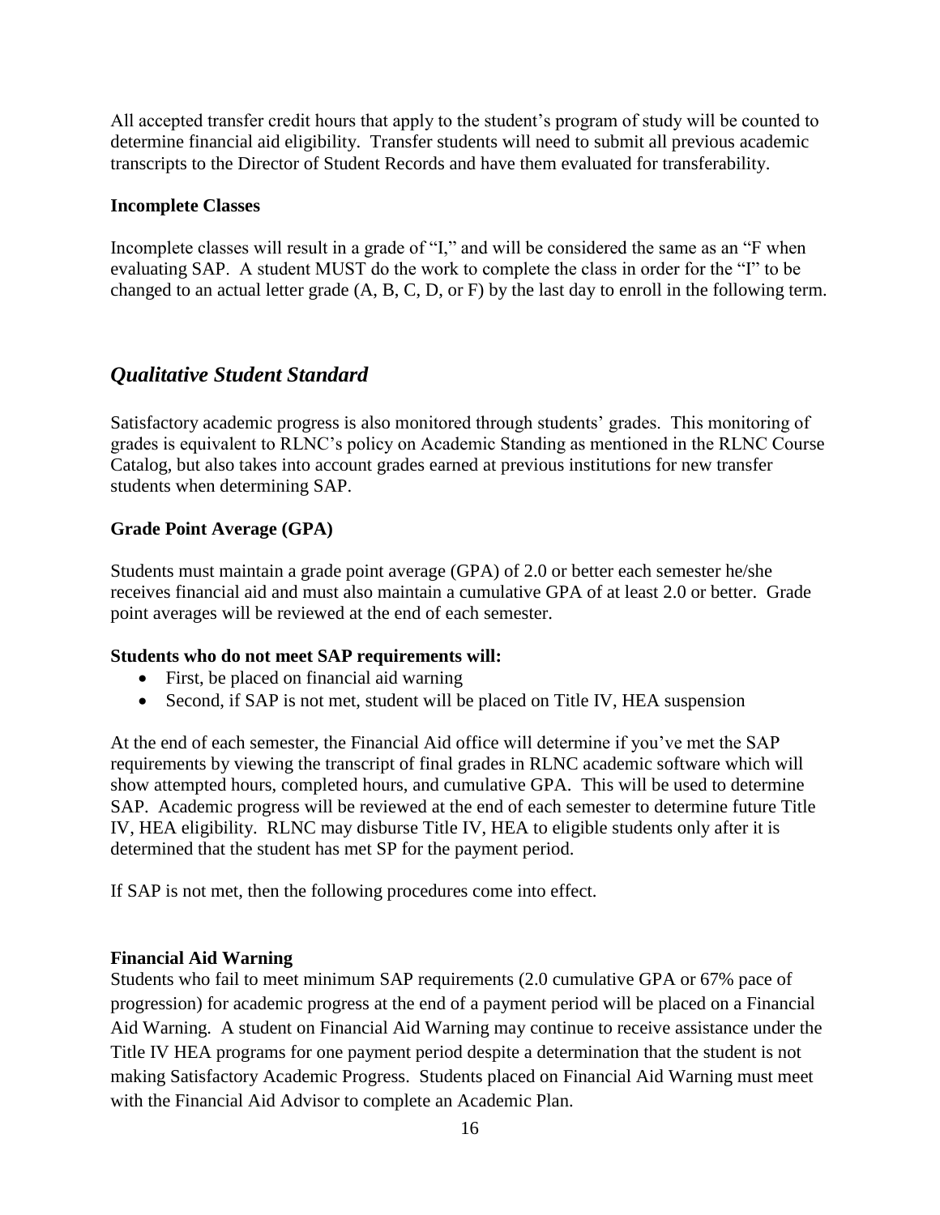All accepted transfer credit hours that apply to the student's program of study will be counted to determine financial aid eligibility. Transfer students will need to submit all previous academic transcripts to the Director of Student Records and have them evaluated for transferability.

**Incomplete Classes**

Incomplete classes will result in a grade of "I," and will be considered the same as an "F when evaluating SAP. A student MUST do the work to complete the class in order for the "I" to be changed to an actual letter grade (A, B, C, D, or F) by the last day to enroll in the following term.

## *Qualitative Student Standard*

Satisfactory academic progress is also monitored through students' grades. This monitoring of grades is equivalent to RLNC's policy on Academic Standing as mentioned in the RLNC Course Catalog, but also takes into account grades earned at previous institutions for new transfer students when determining SAP.

**Grade Point Average (GPA)**

Students must maintain a grade point average (GPA) of 2.0 or better each semester he/she receives financial aid and must also maintain a cumulative GPA of at least 2.0 or better. Grade point averages will be reviewed at the end of each semester.

**Students who do not meet SAP requirements will:**

- First, be placed on financial aid warning
- Second, if SAP is not met, student will be placed on Title IV, HEA suspension

At the end of each semester, the Financial Aid office will determine if you've met the SAP requirements by viewing the transcript of final grades in RLNC academic software which will show attempted hours, completed hours, and cumulative GPA. This will be used to determine SAP. Academic progress will be reviewed at the end of each semester to determine future Title IV, HEA eligibility. RLNC may disburse Title IV, HEA to eligible students only after it is determined that the student has met SP for the payment period.

If SAP is not met, then the following procedures come into effect.

**Financial Aid Warning**

Students who fail to meet minimum SAP requirements (2.0 cumulative GPA or 67% pace of progression) for academic progress at the end of a payment period will be placed on a Financial Aid Warning. A student on Financial Aid Warning may continue to receive assistance under the Title IV HEA programs for one payment period despite a determination that the student is not making Satisfactory Academic Progress. Students placed on Financial Aid Warning must meet with the Financial Aid Advisor to complete an Academic Plan.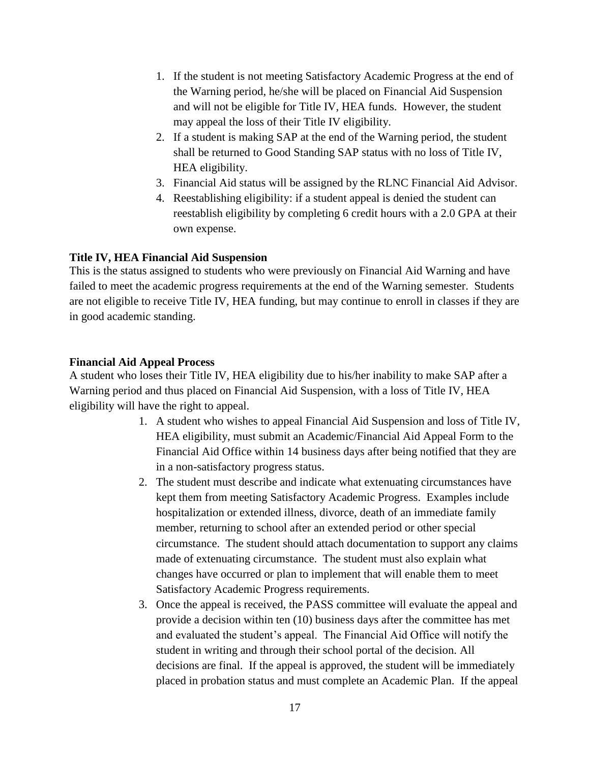1. If the student is not meeting Satisfactory Academic Progress at the end of the Warning period, he/she will be placed on Financial Aid Suspension and will not be eligible for Title IV, HEA funds. However, the student may appeal the loss of their Title IV eligibility.
2. If a student is making SAP at the end of the Warning period, the student shall be returned to Good Standing SAP status with no loss of Title IV, HEA eligibility.
3. Financial Aid status will be assigned by the RLNC Financial Aid Advisor.
4. Reestablishing eligibility: if a student appeal is denied the student can reestablish eligibility by completing 6 credit hours with a 2.0 GPA at their own expense.

**Title IV, HEA Financial Aid Suspension**

This is the status assigned to students who were previously on Financial Aid Warning and have failed to meet the academic progress requirements at the end of the Warning semester. Students are not eligible to receive Title IV, HEA funding, but may continue to enroll in classes if they are in good academic standing.

**Financial Aid Appeal Process**

A student who loses their Title IV, HEA eligibility due to his/her inability to make SAP after a Warning period and thus placed on Financial Aid Suspension, with a loss of Title IV, HEA eligibility will have the right to appeal.

1. A student who wishes to appeal Financial Aid Suspension and loss of Title IV, HEA eligibility, must submit an Academic/Financial Aid Appeal Form to the Financial Aid Office within 14 business days after being notified that they are in a non-satisfactory progress status.
2. The student must describe and indicate what extenuating circumstances have kept them from meeting Satisfactory Academic Progress. Examples include hospitalization or extended illness, divorce, death of an immediate family member, returning to school after an extended period or other special circumstance. The student should attach documentation to support any claims made of extenuating circumstance. The student must also explain what changes have occurred or plan to implement that will enable them to meet Satisfactory Academic Progress requirements.
3. Once the appeal is received, the PASS committee will evaluate the appeal and provide a decision within ten (10) business days after the committee has met and evaluated the student's appeal. The Financial Aid Office will notify the student in writing and through their school portal of the decision. All decisions are final. If the appeal is approved, the student will be immediately placed in probation status and must complete an Academic Plan. If the appeal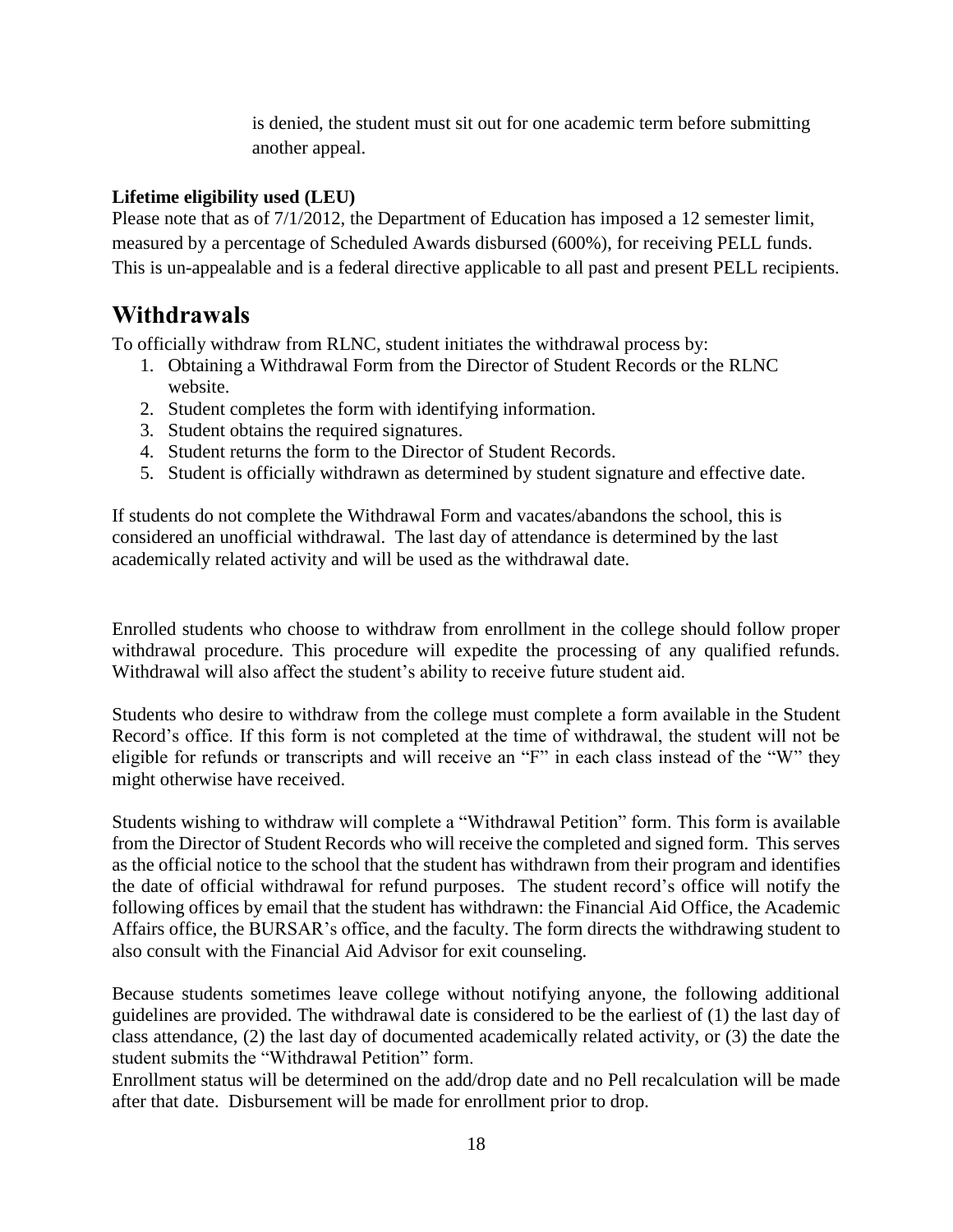is denied, the student must sit out for one academic term before submitting another appeal.

**Lifetime eligibility used (LEU)**

Please note that as of 7/1/2012, the Department of Education has imposed a 12 semester limit, measured by a percentage of Scheduled Awards disbursed (600%), for receiving PELL funds. This is un-appealable and is a federal directive applicable to all past and present PELL recipients.

## Withdrawals

To officially withdraw from RLNC, student initiates the withdrawal process by:

1. Obtaining a Withdrawal Form from the Director of Student Records or the RLNC website.
2. Student completes the form with identifying information.
3. Student obtains the required signatures.
4. Student returns the form to the Director of Student Records.
5. Student is officially withdrawn as determined by student signature and effective date.

If students do not complete the Withdrawal Form and vacates/abandons the school, this is considered an unofficial withdrawal. The last day of attendance is determined by the last academically related activity and will be used as the withdrawal date.

Enrolled students who choose to withdraw from enrollment in the college should follow proper withdrawal procedure. This procedure will expedite the processing of any qualified refunds. Withdrawal will also affect the student's ability to receive future student aid.

Students who desire to withdraw from the college must complete a form available in the Student Record's office. If this form is not completed at the time of withdrawal, the student will not be eligible for refunds or transcripts and will receive an "F" in each class instead of the "W" they might otherwise have received.

Students wishing to withdraw will complete a "Withdrawal Petition" form. This form is available from the Director of Student Records who will receive the completed and signed form. This serves as the official notice to the school that the student has withdrawn from their program and identifies the date of official withdrawal for refund purposes. The student record's office will notify the following offices by email that the student has withdrawn: the Financial Aid Office, the Academic Affairs office, the BURSAR's office, and the faculty. The form directs the withdrawing student to also consult with the Financial Aid Advisor for exit counseling.

Because students sometimes leave college without notifying anyone, the following additional guidelines are provided. The withdrawal date is considered to be the earliest of (1) the last day of class attendance, (2) the last day of documented academically related activity, or (3) the date the student submits the "Withdrawal Petition" form.
Enrollment status will be determined on the add/drop date and no Pell recalculation will be made after that date. Disbursement will be made for enrollment prior to drop.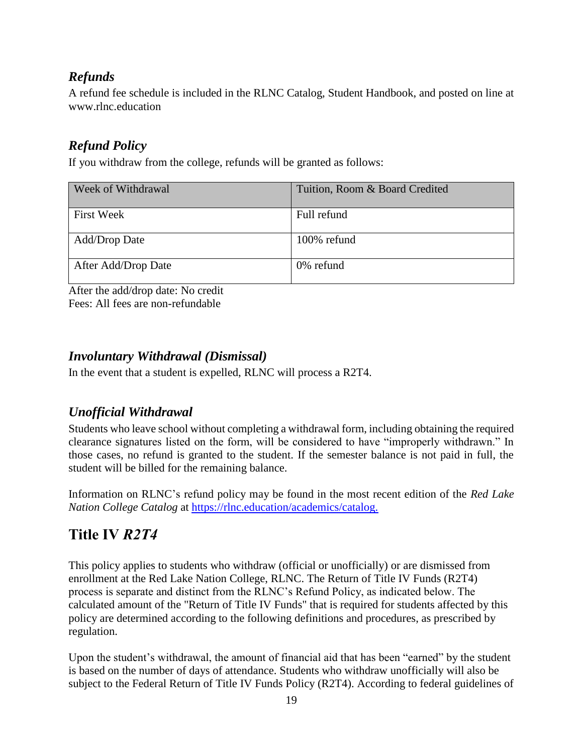### *Refunds*

A refund fee schedule is included in the RLNC Catalog, Student Handbook, and posted on line at www.rlnc.education

### *Refund Policy*

If you withdraw from the college, refunds will be granted as follows:

| Week of Withdrawal | Tuition, Room & Board Credited |
|---|---|
| First Week | Full refund |
| Add/Drop Date | 100% refund |
| After Add/Drop Date | 0% refund |

After the add/drop date: No credit
Fees: All fees are non-refundable

### *Involuntary Withdrawal (Dismissal)*

In the event that a student is expelled, RLNC will process a R2T4.

### *Unofficial Withdrawal*

Students who leave school without completing a withdrawal form, including obtaining the required clearance signatures listed on the form, will be considered to have "improperly withdrawn." In those cases, no refund is granted to the student. If the semester balance is not paid in full, the student will be billed for the remaining balance.

Information on RLNC's refund policy may be found in the most recent edition of the *Red Lake Nation College Catalog* at [https://rlnc.education/academics/catalog.](https://rlnc.education/academics/catalog)

## Title IV *R2T4*

This policy applies to students who withdraw (official or unofficially) or are dismissed from enrollment at the Red Lake Nation College, RLNC. The Return of Title IV Funds (R2T4) process is separate and distinct from the RLNC's Refund Policy, as indicated below. The calculated amount of the "Return of Title IV Funds" that is required for students affected by this policy are determined according to the following definitions and procedures, as prescribed by regulation.

Upon the student's withdrawal, the amount of financial aid that has been "earned" by the student is based on the number of days of attendance. Students who withdraw unofficially will also be subject to the Federal Return of Title IV Funds Policy (R2T4). According to federal guidelines of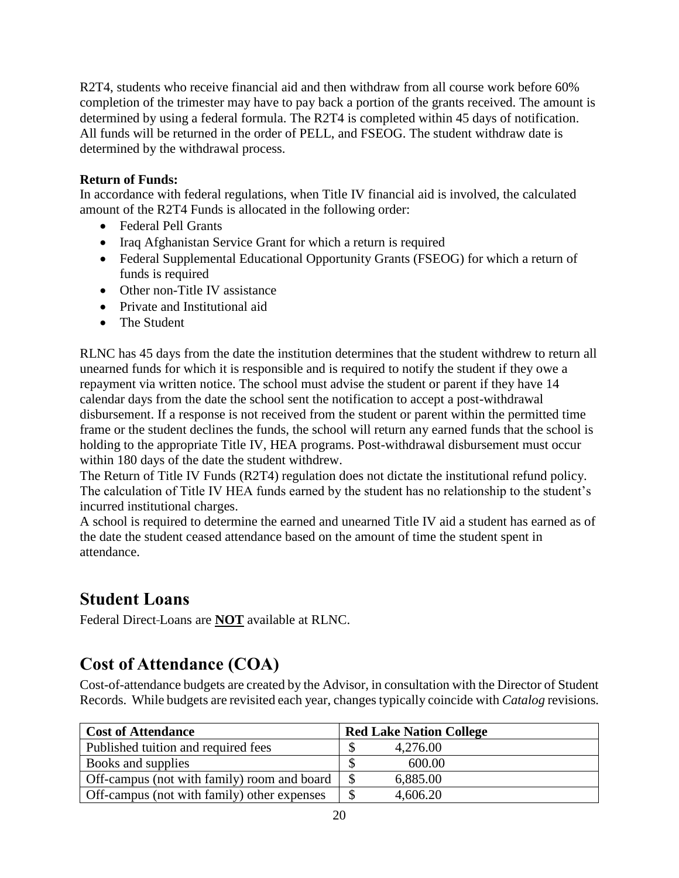R2T4, students who receive financial aid and then withdraw from all course work before 60% completion of the trimester may have to pay back a portion of the grants received. The amount is determined by using a federal formula. The R2T4 is completed within 45 days of notification. All funds will be returned in the order of PELL, and FSEOG. The student withdraw date is determined by the withdrawal process.

**Return of Funds:**

In accordance with federal regulations, when Title IV financial aid is involved, the calculated amount of the R2T4 Funds is allocated in the following order:

- Federal Pell Grants
- Iraq Afghanistan Service Grant for which a return is required
- Federal Supplemental Educational Opportunity Grants (FSEOG) for which a return of funds is required
- Other non-Title IV assistance
- Private and Institutional aid
- The Student

RLNC has 45 days from the date the institution determines that the student withdrew to return all unearned funds for which it is responsible and is required to notify the student if they owe a repayment via written notice. The school must advise the student or parent if they have 14 calendar days from the date the school sent the notification to accept a post-withdrawal disbursement. If a response is not received from the student or parent within the permitted time frame or the student declines the funds, the school will return any earned funds that the school is holding to the appropriate Title IV, HEA programs. Post-withdrawal disbursement must occur within 180 days of the date the student withdrew.

The Return of Title IV Funds (R2T4) regulation does not dictate the institutional refund policy. The calculation of Title IV HEA funds earned by the student has no relationship to the student's incurred institutional charges.

A school is required to determine the earned and unearned Title IV aid a student has earned as of the date the student ceased attendance based on the amount of time the student spent in attendance.

## Student Loans

Federal Direct-Loans are **NOT** available at RLNC.

## Cost of Attendance (COA)

Cost-of-attendance budgets are created by the Advisor, in consultation with the Director of Student Records. While budgets are revisited each year, changes typically coincide with *Catalog* revisions.

| **Cost of Attendance** | **Red Lake Nation College** |
|---|---|
| Published tuition and required fees | $ 4,276.00 |
| Books and supplies | $ 600.00 |
| Off-campus (not with family) room and board | $ 6,885.00 |
| Off-campus (not with family) other expenses | $ 4,606.20 |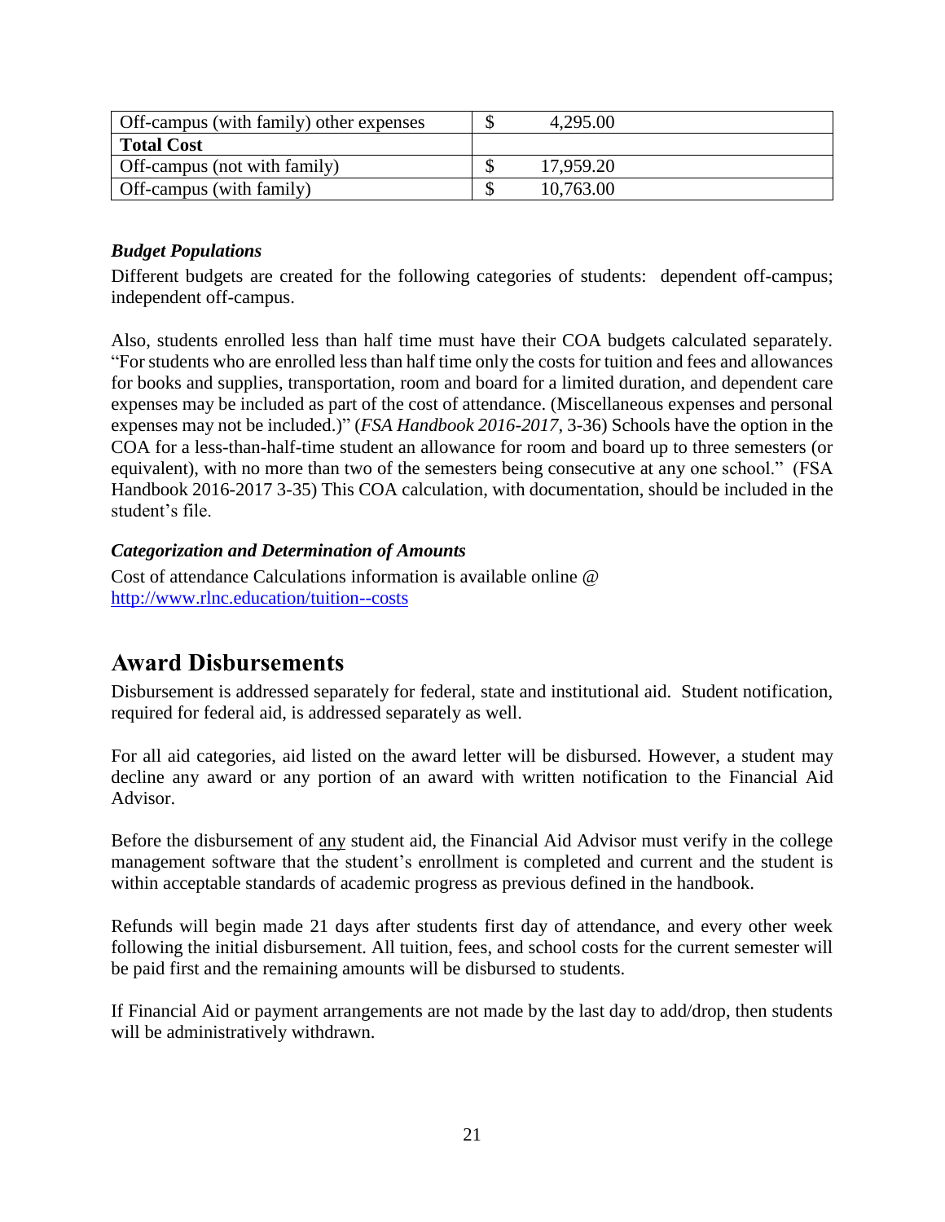| Off-campus (with family) other expenses | $ 4,295.00 |
| --- | --- |
| **Total Cost** | |
| Off-campus (not with family) | $ 17,959.20 |
| Off-campus (with family) | $ 10,763.00 |

### *Budget Populations*

Different budgets are created for the following categories of students: dependent off-campus; independent off-campus.

Also, students enrolled less than half time must have their COA budgets calculated separately. "For students who are enrolled less than half time only the costs for tuition and fees and allowances for books and supplies, transportation, room and board for a limited duration, and dependent care expenses may be included as part of the cost of attendance. (Miscellaneous expenses and personal expenses may not be included.)" (*FSA Handbook 2016-2017*, 3-36) Schools have the option in the COA for a less-than-half-time student an allowance for room and board up to three semesters (or equivalent), with no more than two of the semesters being consecutive at any one school." (FSA Handbook 2016-2017 3-35) This COA calculation, with documentation, should be included in the student's file.

### *Categorization and Determination of Amounts*

Cost of attendance Calculations information is available online @ http://www.rlnc.education/tuition--costs

## Award Disbursements

Disbursement is addressed separately for federal, state and institutional aid. Student notification, required for federal aid, is addressed separately as well.

For all aid categories, aid listed on the award letter will be disbursed. However, a student may decline any award or any portion of an award with written notification to the Financial Aid Advisor.

Before the disbursement of any student aid, the Financial Aid Advisor must verify in the college management software that the student's enrollment is completed and current and the student is within acceptable standards of academic progress as previous defined in the handbook.

Refunds will begin made 21 days after students first day of attendance, and every other week following the initial disbursement. All tuition, fees, and school costs for the current semester will be paid first and the remaining amounts will be disbursed to students.

If Financial Aid or payment arrangements are not made by the last day to add/drop, then students will be administratively withdrawn.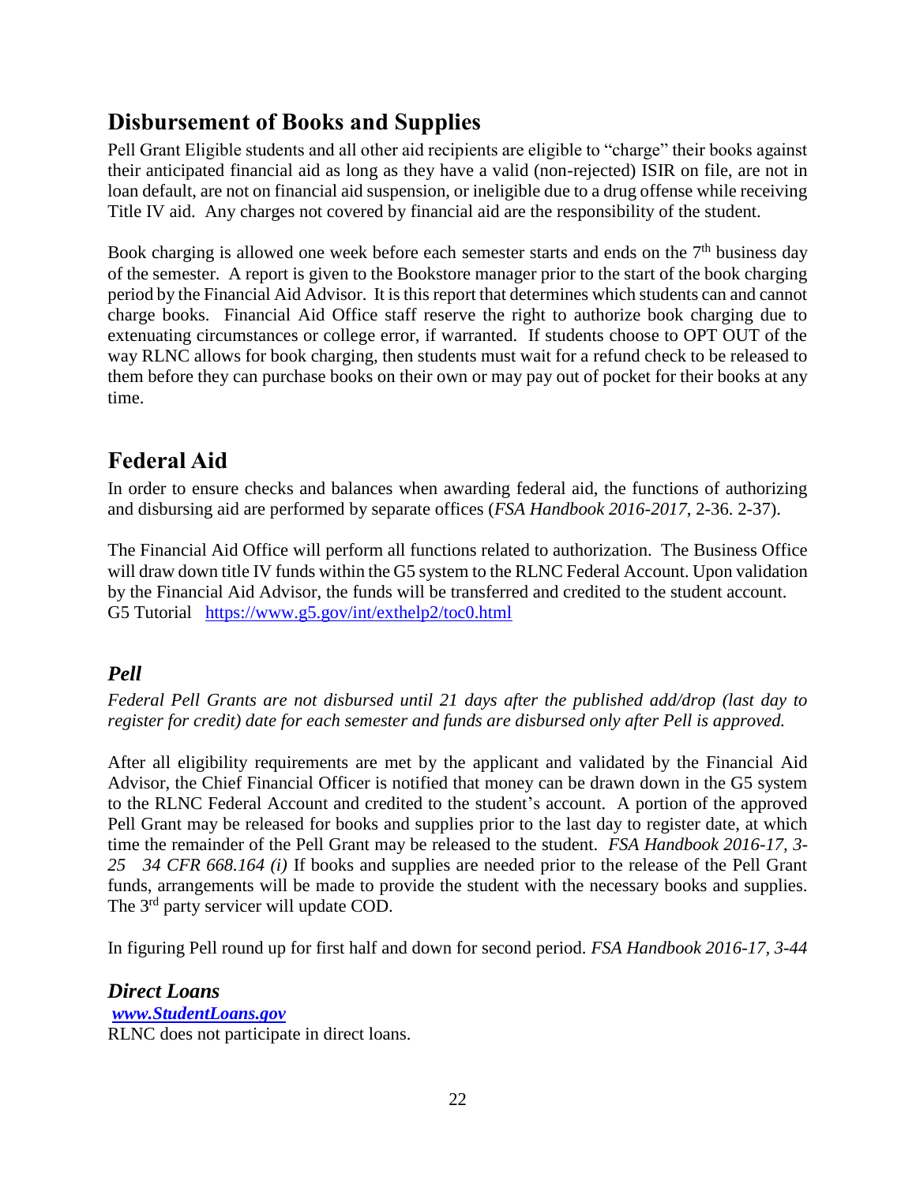## Disbursement of Books and Supplies

Pell Grant Eligible students and all other aid recipients are eligible to "charge" their books against their anticipated financial aid as long as they have a valid (non-rejected) ISIR on file, are not in loan default, are not on financial aid suspension, or ineligible due to a drug offense while receiving Title IV aid. Any charges not covered by financial aid are the responsibility of the student.

Book charging is allowed one week before each semester starts and ends on the 7th business day of the semester. A report is given to the Bookstore manager prior to the start of the book charging period by the Financial Aid Advisor. It is this report that determines which students can and cannot charge books. Financial Aid Office staff reserve the right to authorize book charging due to extenuating circumstances or college error, if warranted. If students choose to OPT OUT of the way RLNC allows for book charging, then students must wait for a refund check to be released to them before they can purchase books on their own or may pay out of pocket for their books at any time.

## Federal Aid

In order to ensure checks and balances when awarding federal aid, the functions of authorizing and disbursing aid are performed by separate offices (*FSA Handbook 2016-2017*, 2-36. 2-37).

The Financial Aid Office will perform all functions related to authorization. The Business Office will draw down title IV funds within the G5 system to the RLNC Federal Account. Upon validation by the Financial Aid Advisor, the funds will be transferred and credited to the student account.
G5 Tutorial https://www.g5.gov/int/exthelp2/toc0.html

### *Pell*

*Federal Pell Grants are not disbursed until 21 days after the published add/drop (last day to register for credit) date for each semester and funds are disbursed only after Pell is approved.*

After all eligibility requirements are met by the applicant and validated by the Financial Aid Advisor, the Chief Financial Officer is notified that money can be drawn down in the G5 system to the RLNC Federal Account and credited to the student's account. A portion of the approved Pell Grant may be released for books and supplies prior to the last day to register date, at which time the remainder of the Pell Grant may be released to the student. *FSA Handbook 2016-17, 3-25 34 CFR 668.164 (i)* If books and supplies are needed prior to the release of the Pell Grant funds, arrangements will be made to provide the student with the necessary books and supplies. The 3rd party servicer will update COD.

In figuring Pell round up for first half and down for second period. *FSA Handbook 2016-17, 3-44*

### *Direct Loans*

***www.StudentLoans.gov***
RLNC does not participate in direct loans.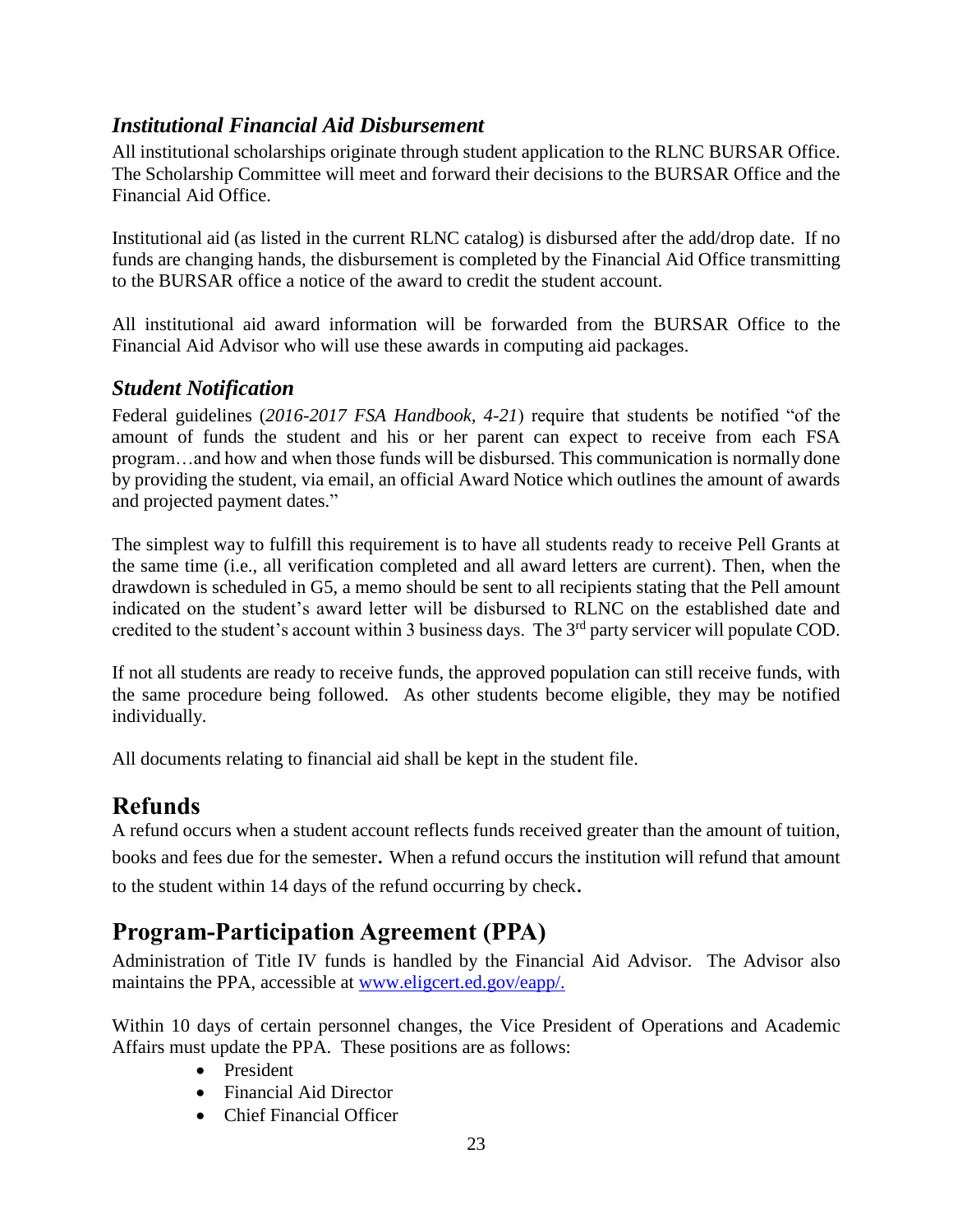### *Institutional Financial Aid Disbursement*

All institutional scholarships originate through student application to the RLNC BURSAR Office. The Scholarship Committee will meet and forward their decisions to the BURSAR Office and the Financial Aid Office.

Institutional aid (as listed in the current RLNC catalog) is disbursed after the add/drop date. If no funds are changing hands, the disbursement is completed by the Financial Aid Office transmitting to the BURSAR office a notice of the award to credit the student account.

All institutional aid award information will be forwarded from the BURSAR Office to the Financial Aid Advisor who will use these awards in computing aid packages.

### *Student Notification*

Federal guidelines (*2016-2017 FSA Handbook, 4-21*) require that students be notified "of the amount of funds the student and his or her parent can expect to receive from each FSA program…and how and when those funds will be disbursed. This communication is normally done by providing the student, via email, an official Award Notice which outlines the amount of awards and projected payment dates."

The simplest way to fulfill this requirement is to have all students ready to receive Pell Grants at the same time (i.e., all verification completed and all award letters are current). Then, when the drawdown is scheduled in G5, a memo should be sent to all recipients stating that the Pell amount indicated on the student's award letter will be disbursed to RLNC on the established date and credited to the student's account within 3 business days. The 3rd party servicer will populate COD.

If not all students are ready to receive funds, the approved population can still receive funds, with the same procedure being followed. As other students become eligible, they may be notified individually.

All documents relating to financial aid shall be kept in the student file.

## Refunds

A refund occurs when a student account reflects funds received greater than the amount of tuition, books and fees due for the semester. When a refund occurs the institution will refund that amount to the student within 14 days of the refund occurring by check.

## Program-Participation Agreement (PPA)

Administration of Title IV funds is handled by the Financial Aid Advisor. The Advisor also maintains the PPA, accessible at [www.eligcert.ed.gov/eapp/.](www.eligcert.ed.gov/eapp/)

Within 10 days of certain personnel changes, the Vice President of Operations and Academic Affairs must update the PPA. These positions are as follows:

- President
- Financial Aid Director
- Chief Financial Officer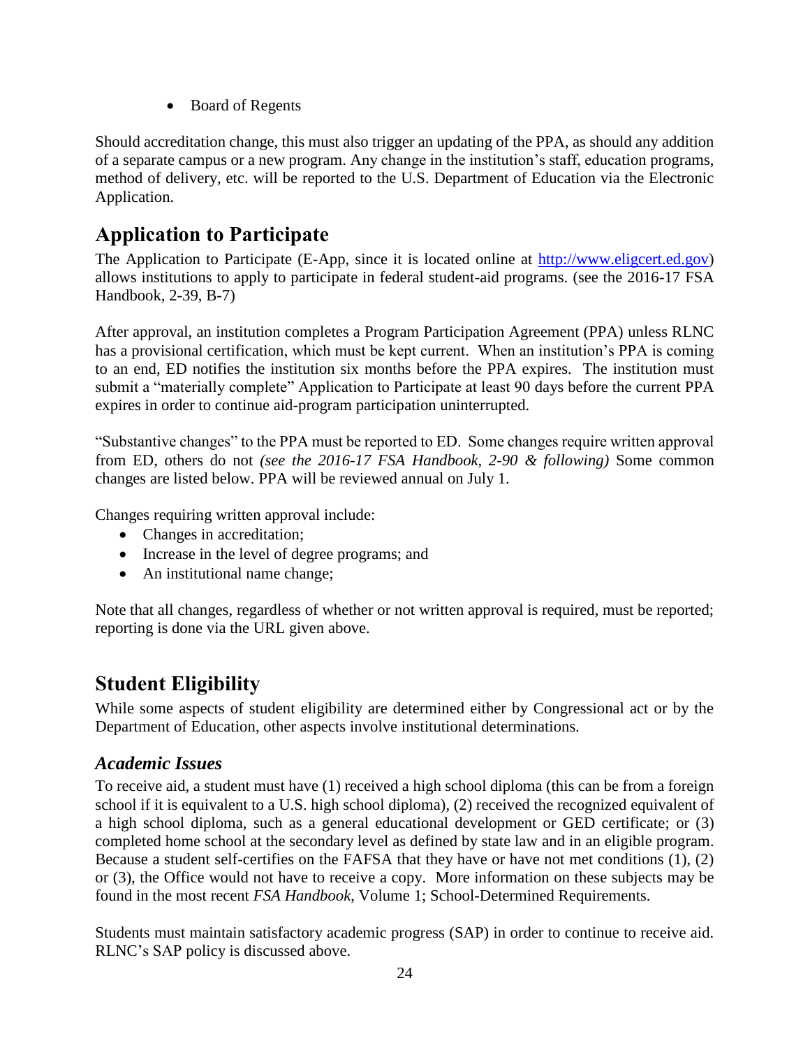- Board of Regents

Should accreditation change, this must also trigger an updating of the PPA, as should any addition of a separate campus or a new program. Any change in the institution's staff, education programs, method of delivery, etc. will be reported to the U.S. Department of Education via the Electronic Application.

## Application to Participate

The Application to Participate (E-App, since it is located online at http://www.eligcert.ed.gov) allows institutions to apply to participate in federal student-aid programs. (see the 2016-17 FSA Handbook, 2-39, B-7)

After approval, an institution completes a Program Participation Agreement (PPA) unless RLNC has a provisional certification, which must be kept current. When an institution's PPA is coming to an end, ED notifies the institution six months before the PPA expires. The institution must submit a "materially complete" Application to Participate at least 90 days before the current PPA expires in order to continue aid-program participation uninterrupted.

"Substantive changes" to the PPA must be reported to ED. Some changes require written approval from ED, others do not *(see the 2016-17 FSA Handbook, 2-90 & following)* Some common changes are listed below. PPA will be reviewed annual on July 1.

Changes requiring written approval include:

- Changes in accreditation;
- Increase in the level of degree programs; and
- An institutional name change;

Note that all changes, regardless of whether or not written approval is required, must be reported; reporting is done via the URL given above.

## Student Eligibility

While some aspects of student eligibility are determined either by Congressional act or by the Department of Education, other aspects involve institutional determinations.

### *Academic Issues*

To receive aid, a student must have (1) received a high school diploma (this can be from a foreign school if it is equivalent to a U.S. high school diploma), (2) received the recognized equivalent of a high school diploma, such as a general educational development or GED certificate; or (3) completed home school at the secondary level as defined by state law and in an eligible program. Because a student self-certifies on the FAFSA that they have or have not met conditions (1), (2) or (3), the Office would not have to receive a copy. More information on these subjects may be found in the most recent *FSA Handbook*, Volume 1; School-Determined Requirements.

Students must maintain satisfactory academic progress (SAP) in order to continue to receive aid. RLNC's SAP policy is discussed above.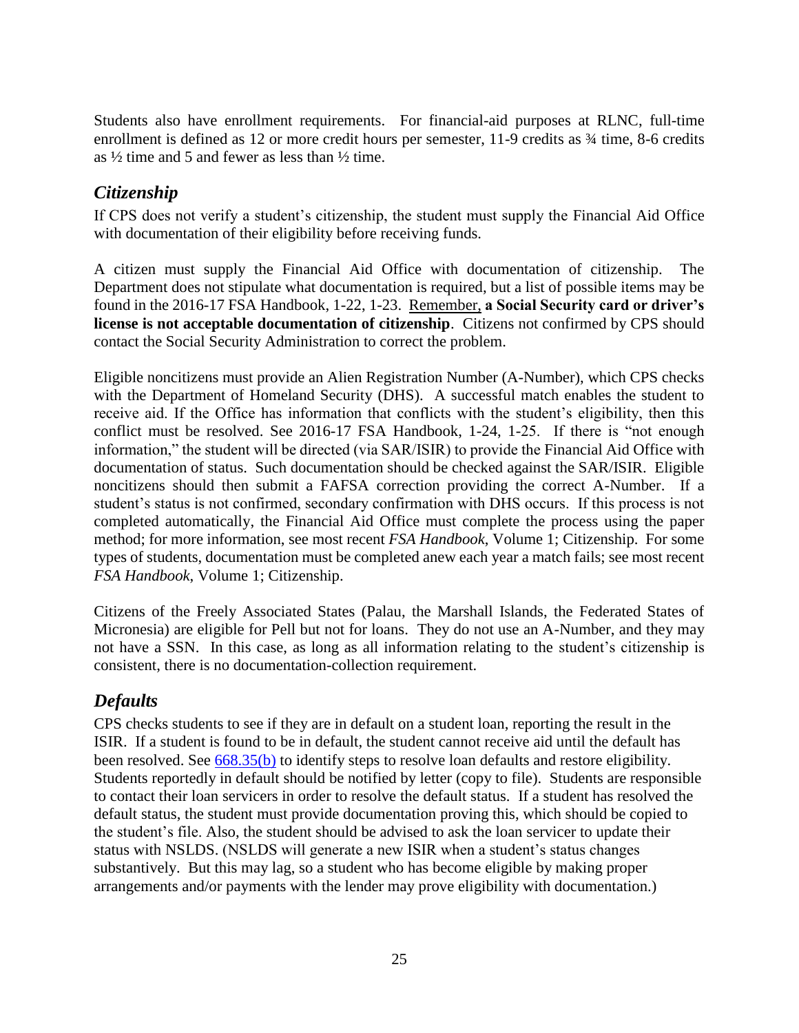Students also have enrollment requirements. For financial-aid purposes at RLNC, full-time enrollment is defined as 12 or more credit hours per semester, 11-9 credits as ¾ time, 8-6 credits as ½ time and 5 and fewer as less than ½ time.

## *Citizenship*

If CPS does not verify a student's citizenship, the student must supply the Financial Aid Office with documentation of their eligibility before receiving funds.

A citizen must supply the Financial Aid Office with documentation of citizenship. The Department does not stipulate what documentation is required, but a list of possible items may be found in the 2016-17 FSA Handbook, 1-22, 1-23. <u>Remember,</u> **a Social Security card or driver's license is not acceptable documentation of citizenship**. Citizens not confirmed by CPS should contact the Social Security Administration to correct the problem.

Eligible noncitizens must provide an Alien Registration Number (A-Number), which CPS checks with the Department of Homeland Security (DHS). A successful match enables the student to receive aid. If the Office has information that conflicts with the student's eligibility, then this conflict must be resolved. See 2016-17 FSA Handbook, 1-24, 1-25. If there is "not enough information," the student will be directed (via SAR/ISIR) to provide the Financial Aid Office with documentation of status. Such documentation should be checked against the SAR/ISIR. Eligible noncitizens should then submit a FAFSA correction providing the correct A-Number. If a student's status is not confirmed, secondary confirmation with DHS occurs. If this process is not completed automatically, the Financial Aid Office must complete the process using the paper method; for more information, see most recent *FSA Handbook*, Volume 1; Citizenship. For some types of students, documentation must be completed anew each year a match fails; see most recent *FSA Handbook*, Volume 1; Citizenship.

Citizens of the Freely Associated States (Palau, the Marshall Islands, the Federated States of Micronesia) are eligible for Pell but not for loans. They do not use an A-Number, and they may not have a SSN. In this case, as long as all information relating to the student's citizenship is consistent, there is no documentation-collection requirement.

## *Defaults*

CPS checks students to see if they are in default on a student loan, reporting the result in the ISIR. If a student is found to be in default, the student cannot receive aid until the default has been resolved. See [668.35(b)] to identify steps to resolve loan defaults and restore eligibility. Students reportedly in default should be notified by letter (copy to file). Students are responsible to contact their loan servicers in order to resolve the default status. If a student has resolved the default status, the student must provide documentation proving this, which should be copied to the student's file. Also, the student should be advised to ask the loan servicer to update their status with NSLDS. (NSLDS will generate a new ISIR when a student's status changes substantively. But this may lag, so a student who has become eligible by making proper arrangements and/or payments with the lender may prove eligibility with documentation.)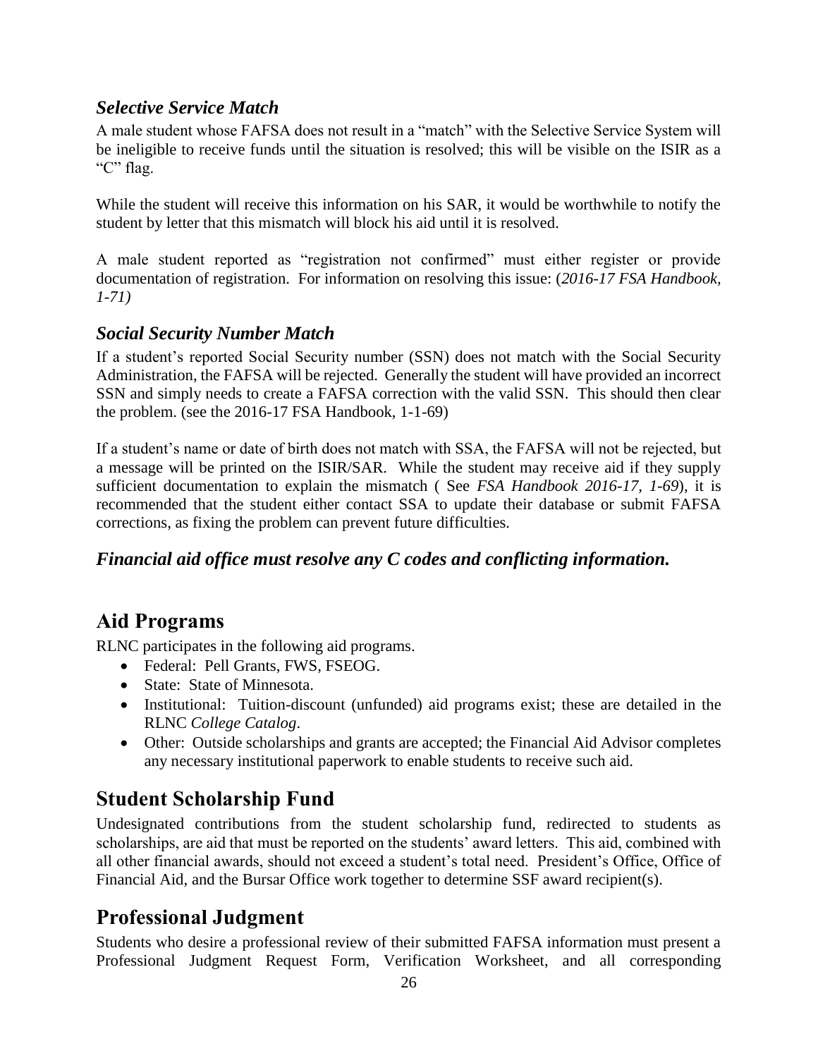### *Selective Service Match*

A male student whose FAFSA does not result in a "match" with the Selective Service System will be ineligible to receive funds until the situation is resolved; this will be visible on the ISIR as a "C" flag.

While the student will receive this information on his SAR, it would be worthwhile to notify the student by letter that this mismatch will block his aid until it is resolved.

A male student reported as "registration not confirmed" must either register or provide documentation of registration. For information on resolving this issue: (*2016-17 FSA Handbook, 1-71)*

### *Social Security Number Match*

If a student's reported Social Security number (SSN) does not match with the Social Security Administration, the FAFSA will be rejected. Generally the student will have provided an incorrect SSN and simply needs to create a FAFSA correction with the valid SSN. This should then clear the problem. (see the 2016-17 FSA Handbook, 1-1-69)

If a student's name or date of birth does not match with SSA, the FAFSA will not be rejected, but a message will be printed on the ISIR/SAR. While the student may receive aid if they supply sufficient documentation to explain the mismatch ( See *FSA Handbook 2016-17, 1-69*), it is recommended that the student either contact SSA to update their database or submit FAFSA corrections, as fixing the problem can prevent future difficulties.

### *Financial aid office must resolve any C codes and conflicting information.*

## Aid Programs

RLNC participates in the following aid programs.

- Federal: Pell Grants, FWS, FSEOG.
- State: State of Minnesota.
- Institutional: Tuition-discount (unfunded) aid programs exist; these are detailed in the RLNC *College Catalog*.
- Other: Outside scholarships and grants are accepted; the Financial Aid Advisor completes any necessary institutional paperwork to enable students to receive such aid.

## Student Scholarship Fund

Undesignated contributions from the student scholarship fund, redirected to students as scholarships, are aid that must be reported on the students' award letters. This aid, combined with all other financial awards, should not exceed a student's total need. President's Office, Office of Financial Aid, and the Bursar Office work together to determine SSF award recipient(s).

## Professional Judgment

Students who desire a professional review of their submitted FAFSA information must present a Professional Judgment Request Form, Verification Worksheet, and all corresponding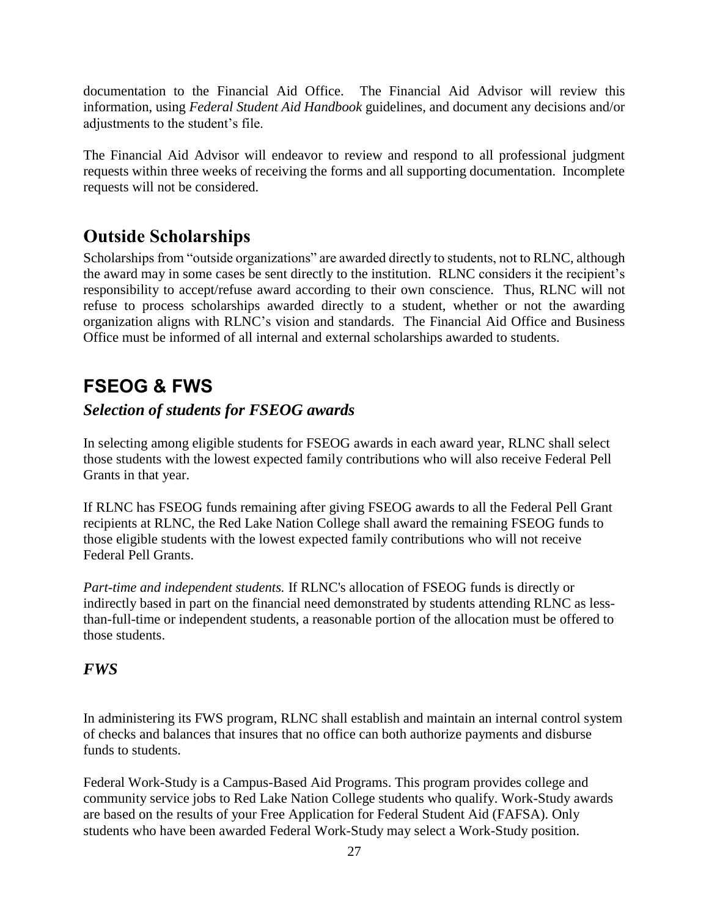documentation to the Financial Aid Office. The Financial Aid Advisor will review this information, using *Federal Student Aid Handbook* guidelines, and document any decisions and/or adjustments to the student's file.

The Financial Aid Advisor will endeavor to review and respond to all professional judgment requests within three weeks of receiving the forms and all supporting documentation. Incomplete requests will not be considered.

## Outside Scholarships

Scholarships from "outside organizations" are awarded directly to students, not to RLNC, although the award may in some cases be sent directly to the institution. RLNC considers it the recipient's responsibility to accept/refuse award according to their own conscience. Thus, RLNC will not refuse to process scholarships awarded directly to a student, whether or not the awarding organization aligns with RLNC's vision and standards. The Financial Aid Office and Business Office must be informed of all internal and external scholarships awarded to students.

## FSEOG & FWS

### *Selection of students for FSEOG awards*

In selecting among eligible students for FSEOG awards in each award year, RLNC shall select those students with the lowest expected family contributions who will also receive Federal Pell Grants in that year.

If RLNC has FSEOG funds remaining after giving FSEOG awards to all the Federal Pell Grant recipients at RLNC, the Red Lake Nation College shall award the remaining FSEOG funds to those eligible students with the lowest expected family contributions who will not receive Federal Pell Grants.

*Part-time and independent students.* If RLNC's allocation of FSEOG funds is directly or indirectly based in part on the financial need demonstrated by students attending RLNC as less-than-full-time or independent students, a reasonable portion of the allocation must be offered to those students.

### *FWS*

In administering its FWS program, RLNC shall establish and maintain an internal control system of checks and balances that insures that no office can both authorize payments and disburse funds to students.

Federal Work-Study is a Campus-Based Aid Programs. This program provides college and community service jobs to Red Lake Nation College students who qualify. Work-Study awards are based on the results of your Free Application for Federal Student Aid (FAFSA). Only students who have been awarded Federal Work-Study may select a Work-Study position.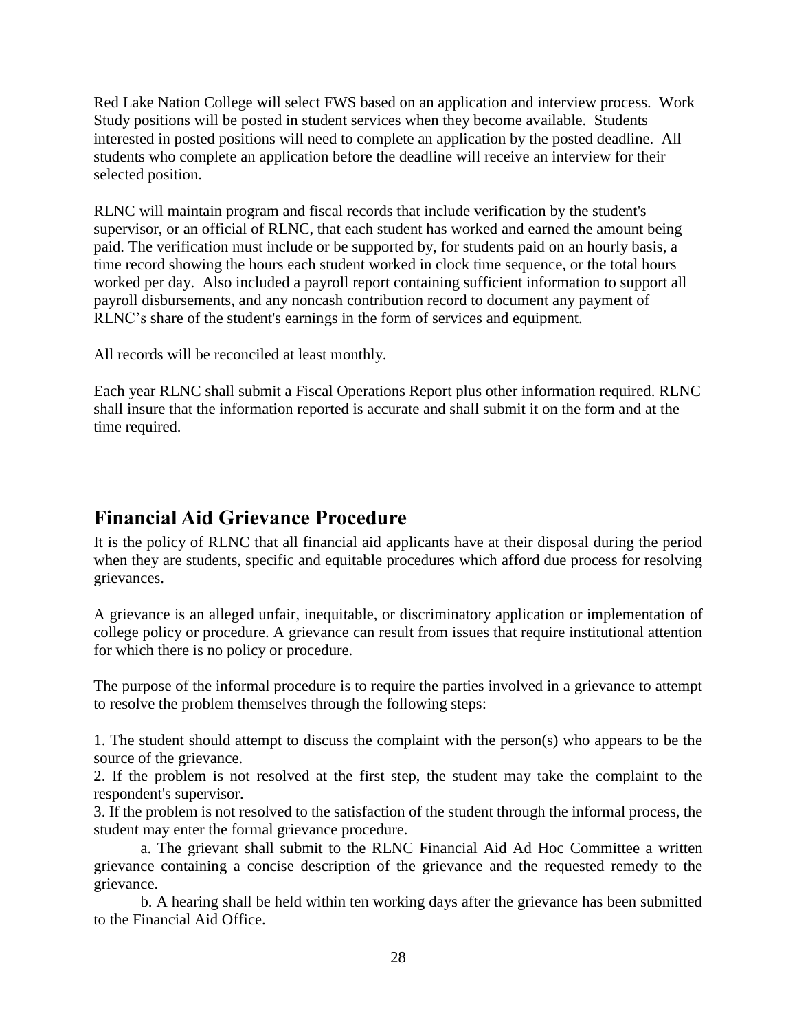Red Lake Nation College will select FWS based on an application and interview process. Work Study positions will be posted in student services when they become available. Students interested in posted positions will need to complete an application by the posted deadline. All students who complete an application before the deadline will receive an interview for their selected position.

RLNC will maintain program and fiscal records that include verification by the student's supervisor, or an official of RLNC, that each student has worked and earned the amount being paid. The verification must include or be supported by, for students paid on an hourly basis, a time record showing the hours each student worked in clock time sequence, or the total hours worked per day. Also included a payroll report containing sufficient information to support all payroll disbursements, and any noncash contribution record to document any payment of RLNC's share of the student's earnings in the form of services and equipment.

All records will be reconciled at least monthly.

Each year RLNC shall submit a Fiscal Operations Report plus other information required. RLNC shall insure that the information reported is accurate and shall submit it on the form and at the time required.

## Financial Aid Grievance Procedure

It is the policy of RLNC that all financial aid applicants have at their disposal during the period when they are students, specific and equitable procedures which afford due process for resolving grievances.

A grievance is an alleged unfair, inequitable, or discriminatory application or implementation of college policy or procedure. A grievance can result from issues that require institutional attention for which there is no policy or procedure.

The purpose of the informal procedure is to require the parties involved in a grievance to attempt to resolve the problem themselves through the following steps:

1. The student should attempt to discuss the complaint with the person(s) who appears to be the source of the grievance.
2. If the problem is not resolved at the first step, the student may take the complaint to the respondent's supervisor.
3. If the problem is not resolved to the satisfaction of the student through the informal process, the student may enter the formal grievance procedure.
    a. The grievant shall submit to the RLNC Financial Aid Ad Hoc Committee a written grievance containing a concise description of the grievance and the requested remedy to the grievance.
    b. A hearing shall be held within ten working days after the grievance has been submitted to the Financial Aid Office.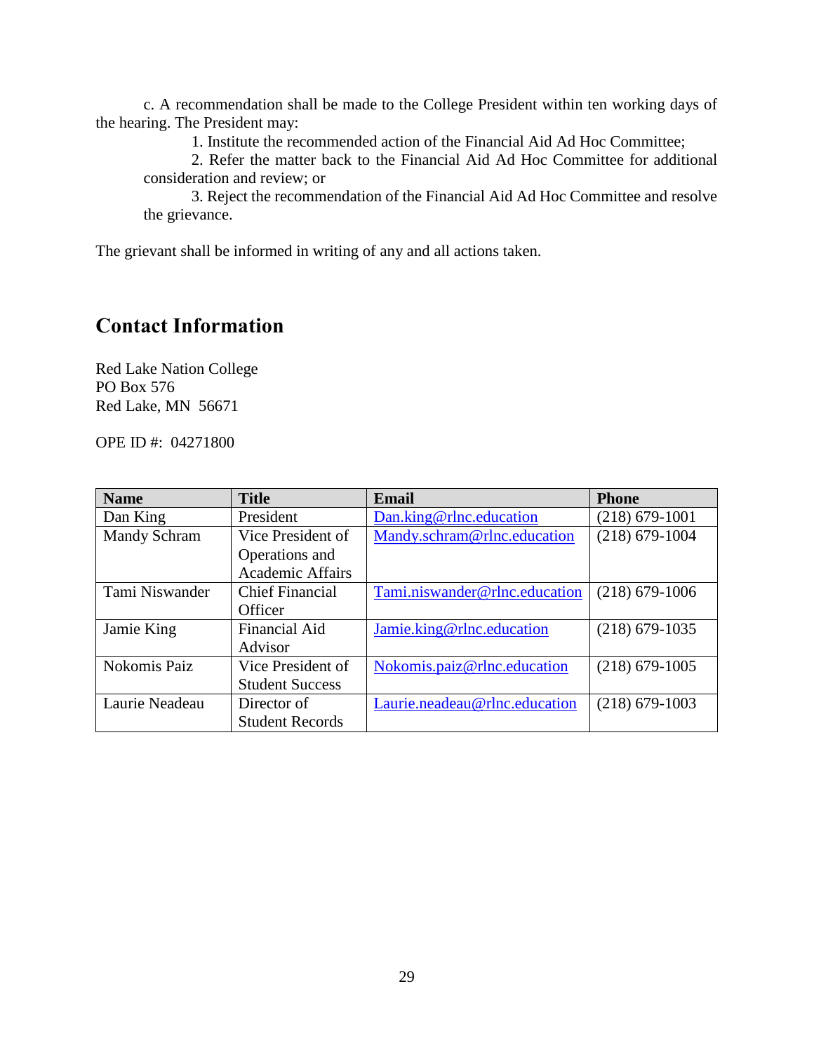c. A recommendation shall be made to the College President within ten working days of the hearing. The President may:

1. Institute the recommended action of the Financial Aid Ad Hoc Committee;
2. Refer the matter back to the Financial Aid Ad Hoc Committee for additional consideration and review; or
3. Reject the recommendation of the Financial Aid Ad Hoc Committee and resolve the grievance.

The grievant shall be informed in writing of any and all actions taken.

## Contact Information

Red Lake Nation College
PO Box 576
Red Lake, MN 56671

OPE ID #: 04271800

| Name | Title | Email | Phone |
|---|---|---|---|
| Dan King | President | Dan.king@rlnc.education | (218) 679-1001 |
| Mandy Schram | Vice President of Operations and Academic Affairs | Mandy.schram@rlnc.education | (218) 679-1004 |
| Tami Niswander | Chief Financial Officer | Tami.niswander@rlnc.education | (218) 679-1006 |
| Jamie King | Financial Aid Advisor | Jamie.king@rlnc.education | (218) 679-1035 |
| Nokomis Paiz | Vice President of Student Success | Nokomis.paiz@rlnc.education | (218) 679-1005 |
| Laurie Neadeau | Director of Student Records | Laurie.neadeau@rlnc.education | (218) 679-1003 |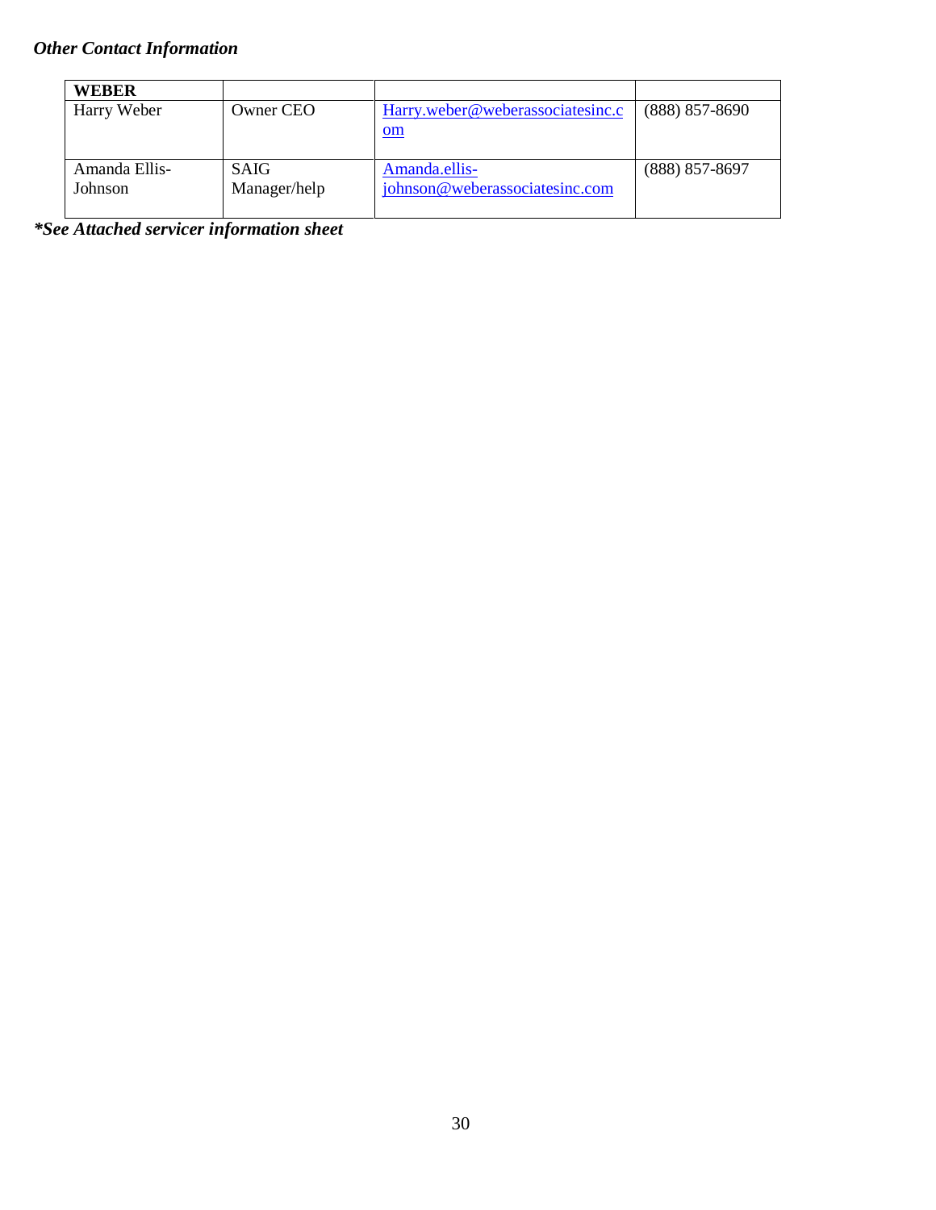*Other Contact Information*

| | | | |
|---|---|---|---|
| **WEBER** | | | |
| Harry Weber | Owner CEO | Harry.weber@weberassociatesinc.com | (888) 857-8690 |
| Amanda Ellis-Johnson | SAIG Manager/help | Amanda.ellis-johnson@weberassociatesinc.com | (888) 857-8697 |

***See Attached servicer information sheet***